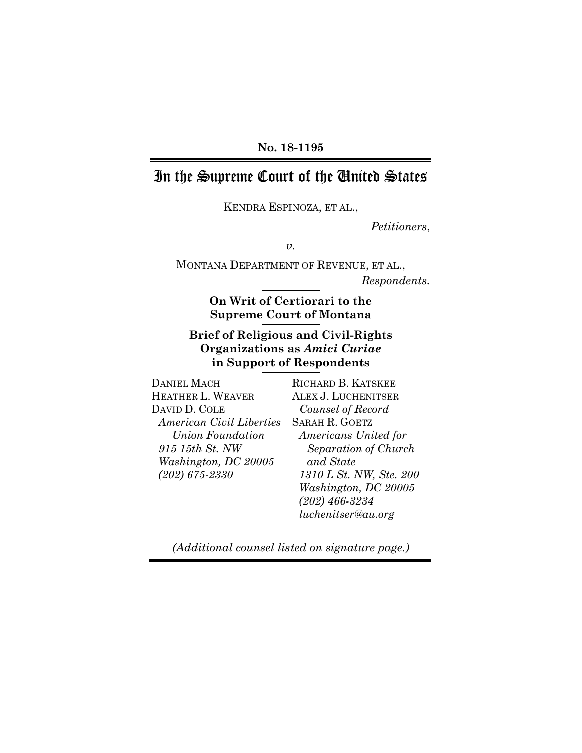**No. 18-1195**

# In the Supreme Court of the United States

KENDRA ESPINOZA, ET AL.,

*Petitioners*,

*v.*

MONTANA DEPARTMENT OF REVENUE, ET AL.,

*Respondents.*

**On Writ of Certiorari to the Supreme Court of Montana**

**Brief of Religious and Civil-Rights Organizations as *Amici Curiae* in Support of Respondents**

DANIEL MACH
HEATHER L. WEAVER
DAVID D. COLE
*American Civil Liberties Union Foundation*
*915 15th St. NW*
*Washington, DC 20005*
*(202) 675-2330*

RICHARD B. KATSKEE
ALEX J. LUCHENITSER
*Counsel of Record*
SARAH R. GOETZ
*Americans United for Separation of Church and State*
*1310 L St. NW, Ste. 200*
*Washington, DC 20005*
*(202) 466-3234*
*luchenitser@au.org*

*(Additional counsel listed on signature page.)*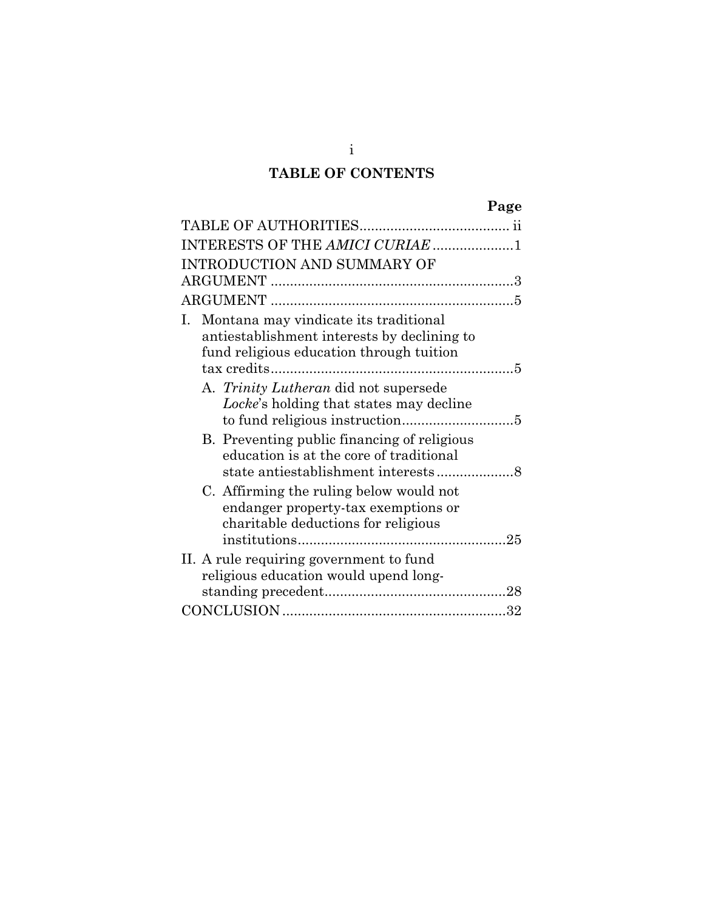# TABLE OF CONTENTS

| | Page |
|---|---|
| TABLE OF AUTHORITIES | ii |
| INTERESTS OF THE *AMICI CURIAE* | 1 |
| INTRODUCTION AND SUMMARY OF ARGUMENT | 3 |
| ARGUMENT | 5 |
| I. Montana may vindicate its traditional antiestablishment interests by declining to fund religious education through tuition tax credits | 5 |
| A. *Trinity Lutheran* did not supersede *Locke*'s holding that states may decline to fund religious instruction | 5 |
| B. Preventing public financing of religious education is at the core of traditional state antiestablishment interests | 8 |
| C. Affirming the ruling below would not endanger property-tax exemptions or charitable deductions for religious institutions | 25 |
| II. A rule requiring government to fund religious education would upend long-standing precedent | 28 |
| CONCLUSION | 32 |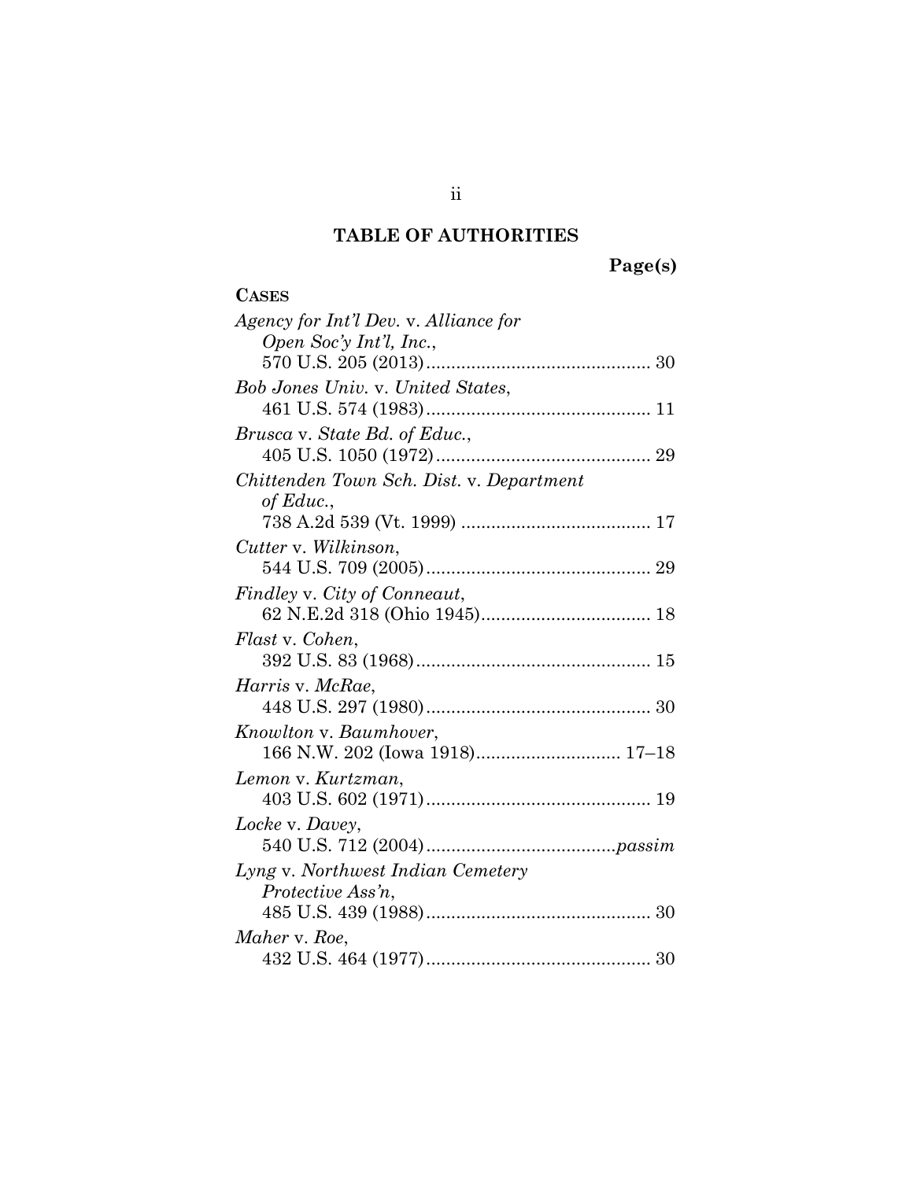# TABLE OF AUTHORITIES

**Page(s)**

**CASES**

*Agency for Int'l Dev.* v. *Alliance for Open Soc'y Int'l, Inc.*, 570 U.S. 205 (2013) ............ 30

*Bob Jones Univ.* v. *United States*, 461 U.S. 574 (1983) ............ 11

*Brusca* v. *State Bd. of Educ.*, 405 U.S. 1050 (1972) ............ 29

*Chittenden Town Sch. Dist.* v. *Department of Educ.*, 738 A.2d 539 (Vt. 1999) ............ 17

*Cutter* v. *Wilkinson*, 544 U.S. 709 (2005) ............ 29

*Findley* v. *City of Conneaut*, 62 N.E.2d 318 (Ohio 1945) ............ 18

*Flast* v. *Cohen*, 392 U.S. 83 (1968) ............ 15

*Harris* v. *McRae*, 448 U.S. 297 (1980) ............ 30

*Knowlton* v. *Baumhover*, 166 N.W. 202 (Iowa 1918) ............ 17–18

*Lemon* v. *Kurtzman*, 403 U.S. 602 (1971) ............ 19

*Locke* v. *Davey*, 540 U.S. 712 (2004) ............ *passim*

*Lyng* v. *Northwest Indian Cemetery Protective Ass'n*, 485 U.S. 439 (1988) ............ 30

*Maher* v. *Roe*, 432 U.S. 464 (1977) ............ 30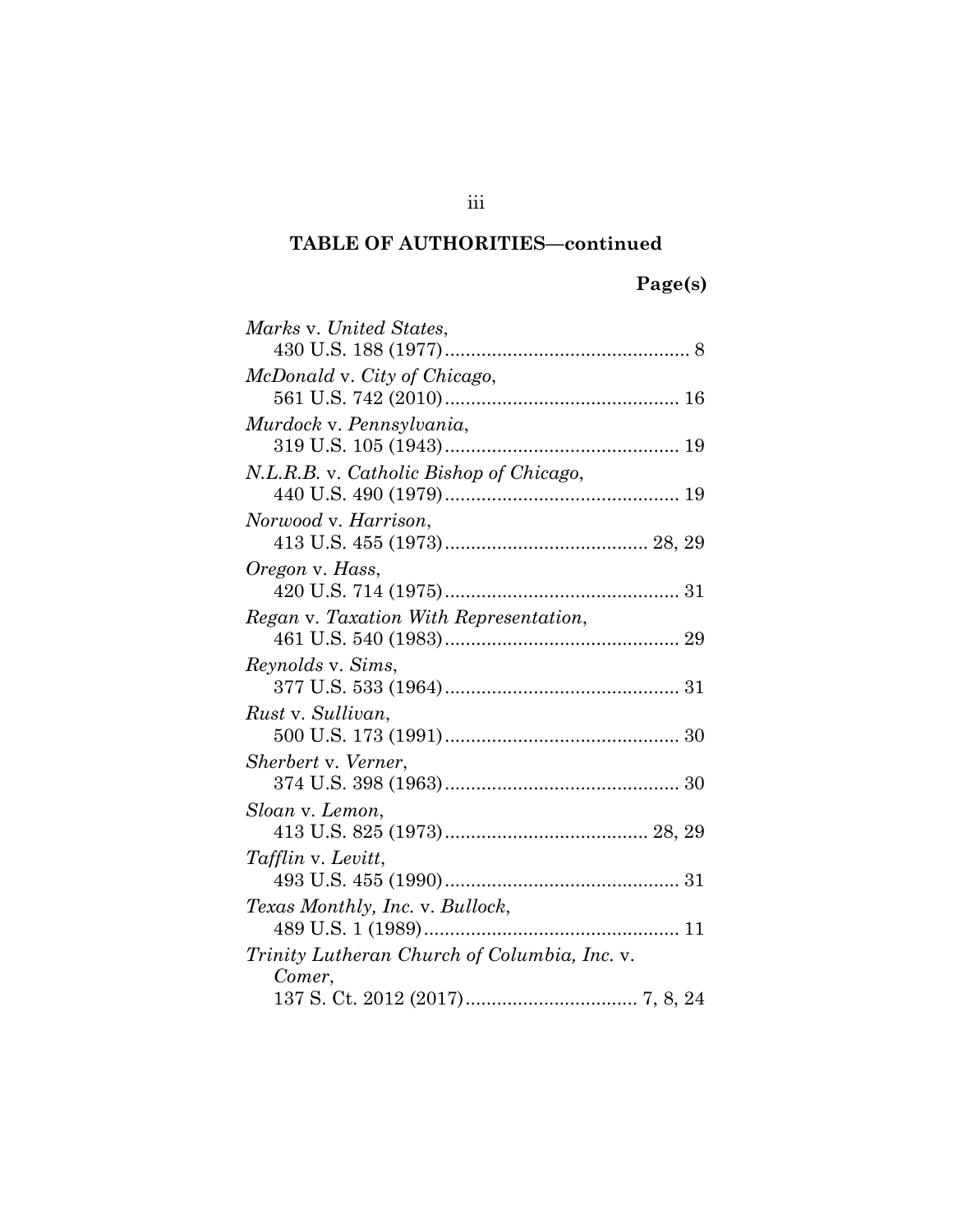## TABLE OF AUTHORITIES—continued

**Page(s)**

*Marks* v. *United States*,
430 U.S. 188 (1977) .............................................. 8

*McDonald* v. *City of Chicago*,
561 U.S. 742 (2010) ............................................ 16

*Murdock* v. *Pennsylvania*,
319 U.S. 105 (1943) ............................................ 19

*N.L.R.B.* v. *Catholic Bishop of Chicago*,
440 U.S. 490 (1979) ............................................ 19

*Norwood* v. *Harrison*,
413 U.S. 455 (1973) ...................................... 28, 29

*Oregon* v. *Hass*,
420 U.S. 714 (1975) ............................................ 31

*Regan* v. *Taxation With Representation*,
461 U.S. 540 (1983) ............................................ 29

*Reynolds* v. *Sims*,
377 U.S. 533 (1964) ............................................ 31

*Rust* v. *Sullivan*,
500 U.S. 173 (1991) ............................................ 30

*Sherbert* v. *Verner*,
374 U.S. 398 (1963) ............................................ 30

*Sloan* v. *Lemon*,
413 U.S. 825 (1973) ...................................... 28, 29

*Tafflin* v. *Levitt*,
493 U.S. 455 (1990) ............................................ 31

*Texas Monthly, Inc.* v. *Bullock*,
489 U.S. 1 (1989) ................................................ 11

*Trinity Lutheran Church of Columbia, Inc.* v. *Comer*,
137 S. Ct. 2012 (2017) ................................ 7, 8, 24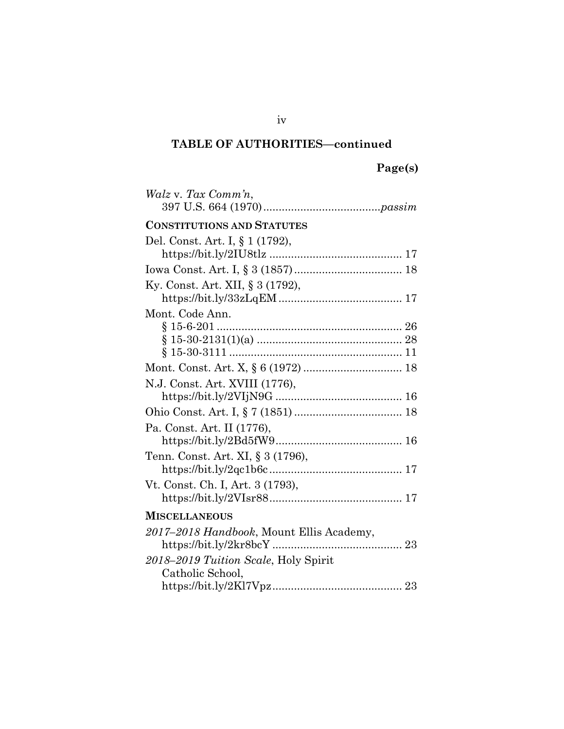## TABLE OF AUTHORITIES—continued

**Page(s)**

*Walz* v. *Tax Comm'n*,
397 U.S. 664 (1970) ..................................... *passim*

**CONSTITUTIONS AND STATUTES**

Del. Const. Art. I, § 1 (1792),
https://bit.ly/2IU8tlz ........................................... 17

Iowa Const. Art. I, § 3 (1857) ................................... 18

Ky. Const. Art. XII, § 3 (1792),
https://bit.ly/33zLqEM ........................................ 17

Mont. Code Ann.
§ 15-6-201 ............................................................ 26
§ 15-30-2131(1)(a) ............................................... 28
§ 15-30-3111 ........................................................ 11

Mont. Const. Art. X, § 6 (1972) ................................ 18

N.J. Const. Art. XVIII (1776),
https://bit.ly/2VIjN9G ......................................... 16

Ohio Const. Art. I, § 7 (1851) ................................... 18

Pa. Const. Art. II (1776),
https://bit.ly/2Bd5fW9......................................... 16

Tenn. Const. Art. XI, § 3 (1796),
https://bit.ly/2qc1b6c ........................................... 17

Vt. Const. Ch. I, Art. 3 (1793),
https://bit.ly/2VIsr88........................................... 17

**MISCELLANEOUS**

*2017–2018 Handbook*, Mount Ellis Academy,
https://bit.ly/2kr8bcY .......................................... 23

*2018–2019 Tuition Scale*, Holy Spirit
Catholic School,
https://bit.ly/2Kl7Vpz.......................................... 23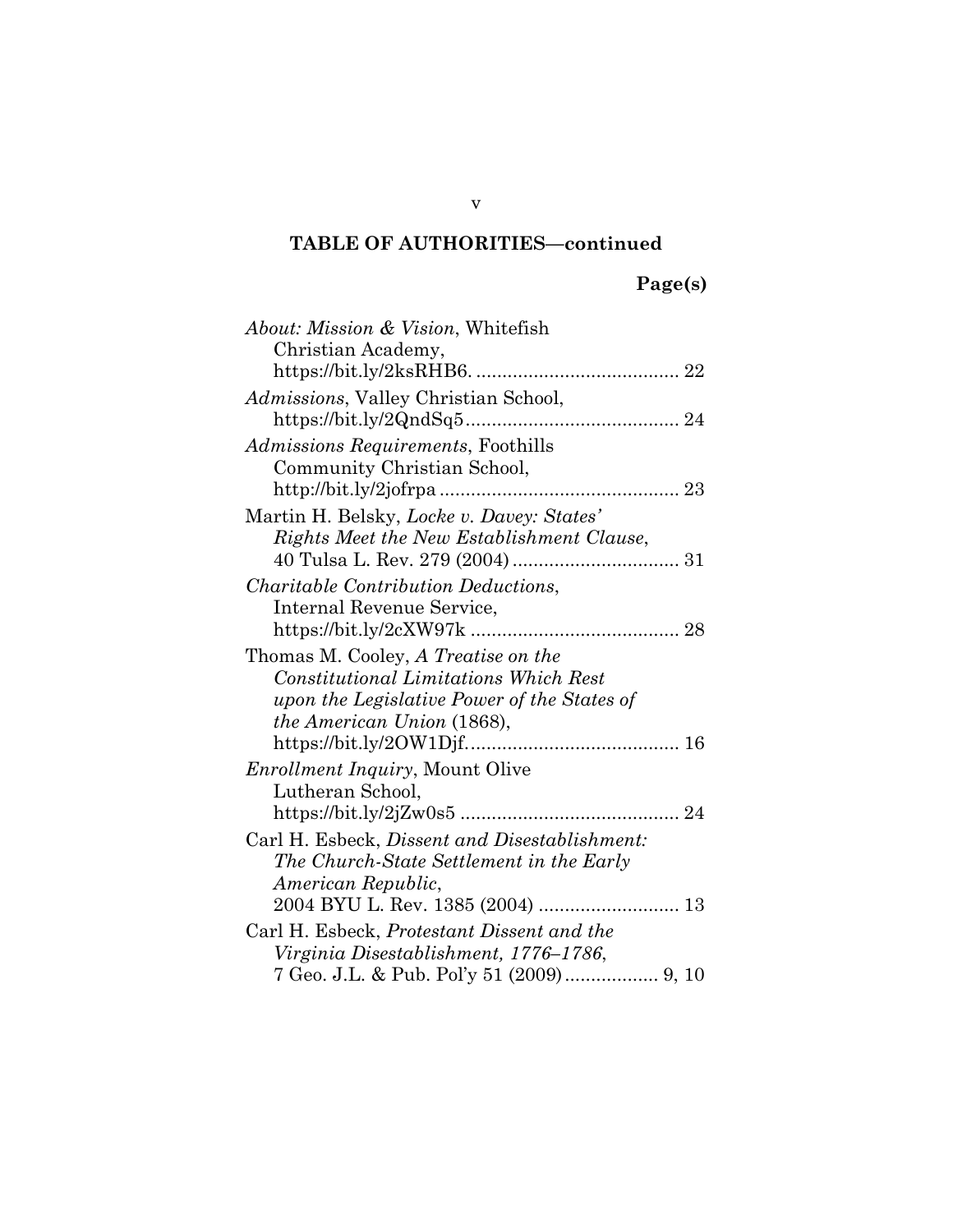**TABLE OF AUTHORITIES—continued**

**Page(s)**

*About: Mission & Vision*, Whitefish Christian Academy, https://bit.ly/2ksRHB6. ....................................... 22

*Admissions*, Valley Christian School, https://bit.ly/2QndSq5......................................... 24

*Admissions Requirements*, Foothills Community Christian School, http://bit.ly/2jofrpa .............................................. 23

Martin H. Belsky, *Locke v. Davey: States' Rights Meet the New Establishment Clause*, 40 Tulsa L. Rev. 279 (2004)................................ 31

*Charitable Contribution Deductions*, Internal Revenue Service, https://bit.ly/2cXW97k ........................................ 28

Thomas M. Cooley, *A Treatise on the Constitutional Limitations Which Rest upon the Legislative Power of the States of the American Union* (1868), https://bit.ly/2OW1Djf......................................... 16

*Enrollment Inquiry*, Mount Olive Lutheran School, https://bit.ly/2jZw0s5 .......................................... 24

Carl H. Esbeck, *Dissent and Disestablishment: The Church-State Settlement in the Early American Republic*, 2004 BYU L. Rev. 1385 (2004) ........................... 13

Carl H. Esbeck, *Protestant Dissent and the Virginia Disestablishment, 1776–1786*, 7 Geo. J.L. & Pub. Pol'y 51 (2009).................. 9, 10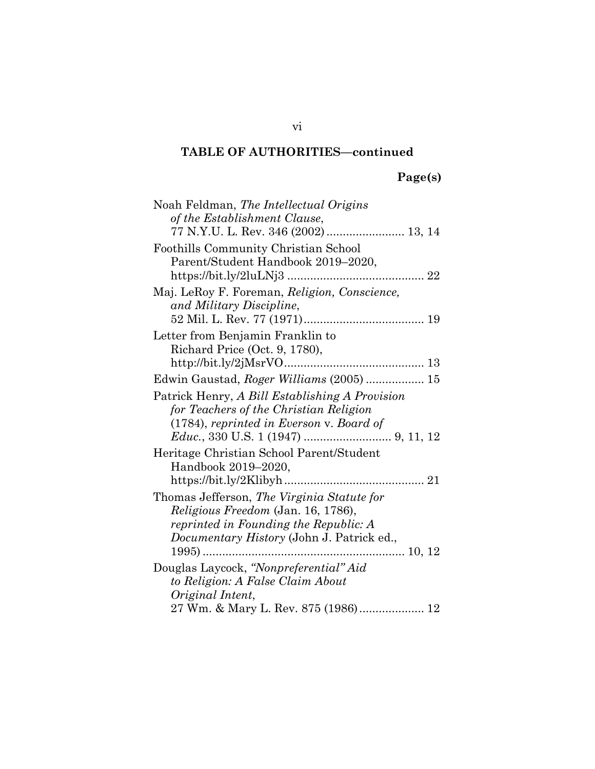**TABLE OF AUTHORITIES—continued**

**Page(s)**

Noah Feldman, *The Intellectual Origins of the Establishment Clause*, 77 N.Y.U. L. Rev. 346 (2002) ........................ 13, 14

Foothills Community Christian School Parent/Student Handbook 2019–2020, https://bit.ly/2luLNj3 .......................................... 22

Maj. LeRoy F. Foreman, *Religion, Conscience, and Military Discipline*, 52 Mil. L. Rev. 77 (1971)..................................... 19

Letter from Benjamin Franklin to Richard Price (Oct. 9, 1780), http://bit.ly/2jMsrVO........................................... 13

Edwin Gaustad, *Roger Williams* (2005) .................. 15

Patrick Henry, *A Bill Establishing A Provision for Teachers of the Christian Religion* (1784), *reprinted in Everson* v. *Board of Educ.*, 330 U.S. 1 (1947) ........................... 9, 11, 12

Heritage Christian School Parent/Student Handbook 2019–2020, https://bit.ly/2Klibyh........................................... 21

Thomas Jefferson, *The Virginia Statute for Religious Freedom* (Jan. 16, 1786), *reprinted in Founding the Republic: A Documentary History* (John J. Patrick ed., 1995) ............................................................. 10, 12

Douglas Laycock, *"Nonpreferential" Aid to Religion: A False Claim About Original Intent*, 27 Wm. & Mary L. Rev. 875 (1986).................... 12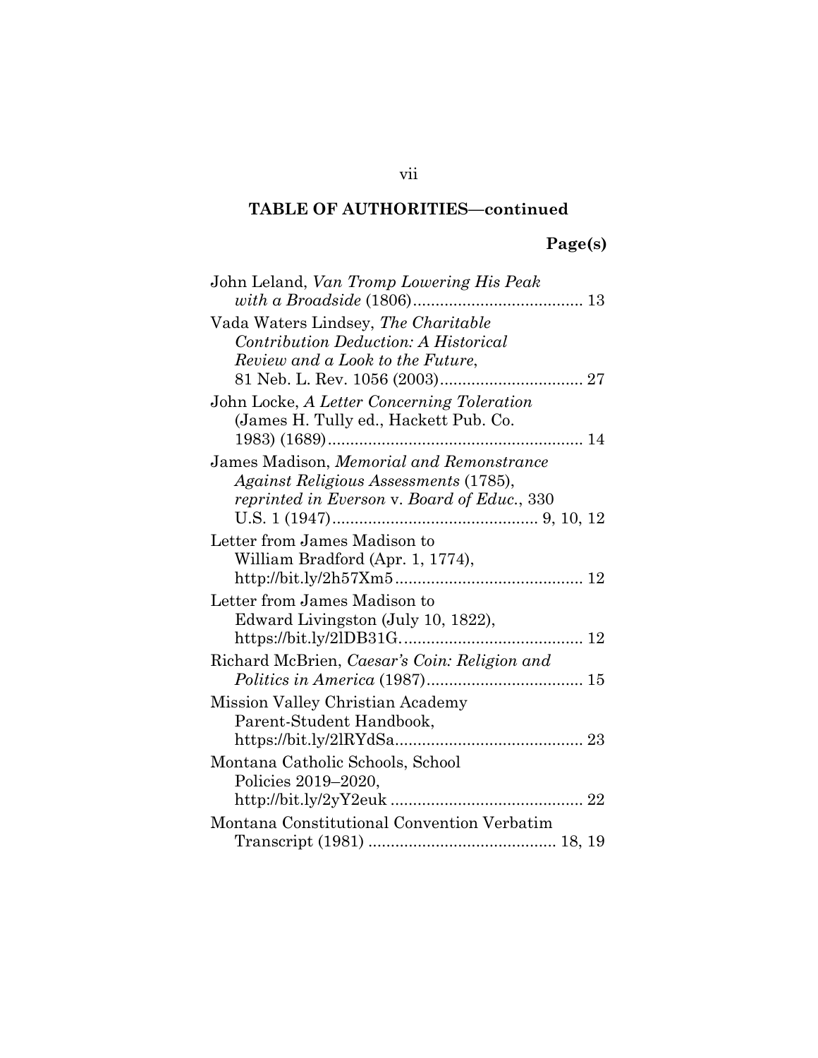## TABLE OF AUTHORITIES—continued

**Page(s)**

John Leland, *Van Tromp Lowering His Peak with a Broadside* (1806)..................................... 13

Vada Waters Lindsey, *The Charitable Contribution Deduction: A Historical Review and a Look to the Future*, 81 Neb. L. Rev. 1056 (2003)................................ 27

John Locke, *A Letter Concerning Toleration* (James H. Tully ed., Hackett Pub. Co. 1983) (1689)......................................................... 14

James Madison, *Memorial and Remonstrance Against Religious Assessments* (1785), *reprinted in Everson* v. *Board of Educ.*, 330 U.S. 1 (1947)............................................. 9, 10, 12

Letter from James Madison to William Bradford (Apr. 1, 1774), http://bit.ly/2h57Xm5.......................................... 12

Letter from James Madison to Edward Livingston (July 10, 1822), https://bit.ly/2lDB31G......................................... 12

Richard McBrien, *Caesar's Coin: Religion and Politics in America* (1987)................................... 15

Mission Valley Christian Academy Parent-Student Handbook, https://bit.ly/2lRYdSa.......................................... 23

Montana Catholic Schools, School Policies 2019–2020, http://bit.ly/2yY2euk ........................................... 22

Montana Constitutional Convention Verbatim Transcript (1981) .......................................... 18, 19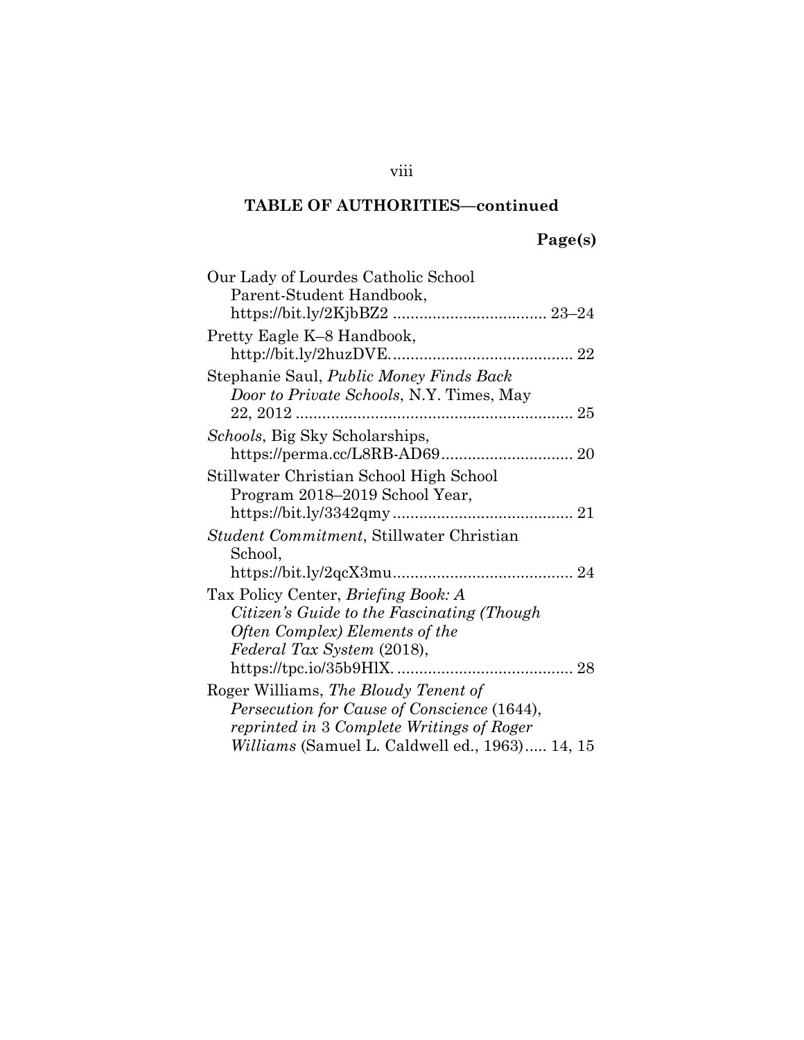## TABLE OF AUTHORITIES—continued

**Page(s)**

Our Lady of Lourdes Catholic School Parent-Student Handbook, https://bit.ly/2KjbBZ2 .................................. 23–24

Pretty Eagle K–8 Handbook, http://bit.ly/2huzDVE......................................... 22

Stephanie Saul, *Public Money Finds Back Door to Private Schools*, N.Y. Times, May 22, 2012 .............................................................. 25

*Schools*, Big Sky Scholarships, https://perma.cc/L8RB-AD69.............................. 20

Stillwater Christian School High School Program 2018–2019 School Year, https://bit.ly/3342qmy......................................... 21

*Student Commitment*, Stillwater Christian School, https://bit.ly/2qcX3mu......................................... 24

Tax Policy Center, *Briefing Book: A Citizen's Guide to the Fascinating (Though Often Complex) Elements of the Federal Tax System* (2018), https://tpc.io/35b9HlX. ....................................... 28

Roger Williams, *The Bloudy Tenent of Persecution for Cause of Conscience* (1644), *reprinted in* 3 *Complete Writings of Roger Williams* (Samuel L. Caldwell ed., 1963)..... 14, 15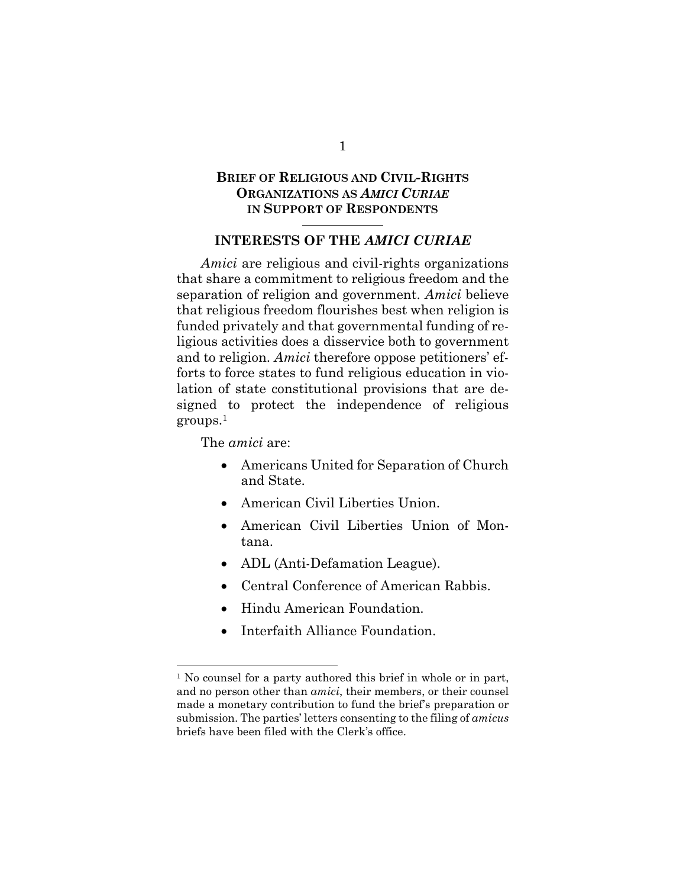## BRIEF OF RELIGIOUS AND CIVIL-RIGHTS ORGANIZATIONS AS *AMICI CURIAE* IN SUPPORT OF RESPONDENTS

### INTERESTS OF THE *AMICI CURIAE*

*Amici* are religious and civil-rights organizations that share a commitment to religious freedom and the separation of religion and government. *Amici* believe that religious freedom flourishes best when religion is funded privately and that governmental funding of religious activities does a disservice both to government and to religion. *Amici* therefore oppose petitioners' efforts to force states to fund religious education in violation of state constitutional provisions that are designed to protect the independence of religious groups.[1]

The *amici* are:

- Americans United for Separation of Church and State.
- American Civil Liberties Union.
- American Civil Liberties Union of Montana.
- ADL (Anti-Defamation League).
- Central Conference of American Rabbis.
- Hindu American Foundation.
- Interfaith Alliance Foundation.

---

[1] No counsel for a party authored this brief in whole or in part, and no person other than *amici*, their members, or their counsel made a monetary contribution to fund the brief's preparation or submission. The parties' letters consenting to the filing of *amicus* briefs have been filed with the Clerk's office.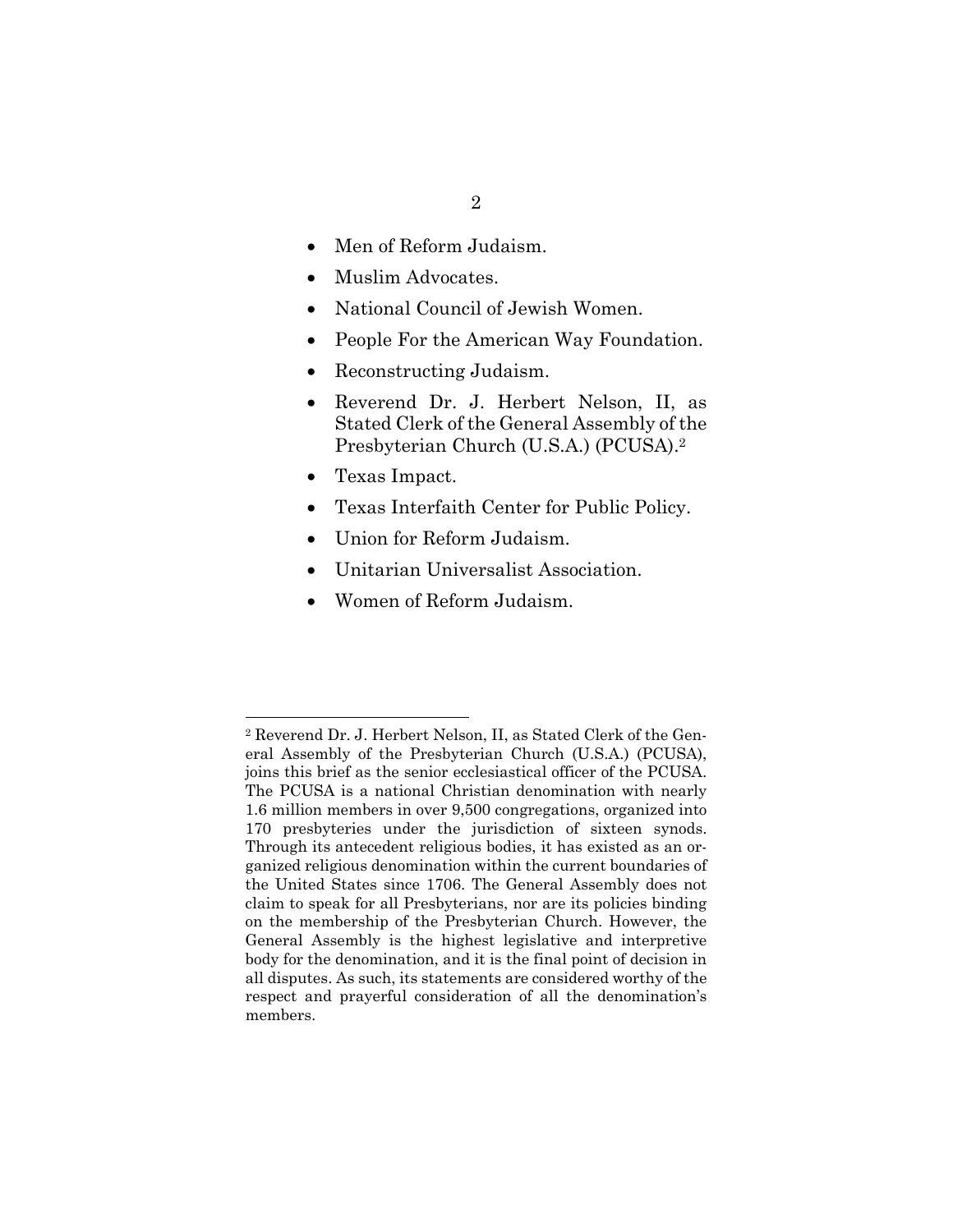- Men of Reform Judaism.
- Muslim Advocates.
- National Council of Jewish Women.
- People For the American Way Foundation.
- Reconstructing Judaism.
- Reverend Dr. J. Herbert Nelson, II, as Stated Clerk of the General Assembly of the Presbyterian Church (U.S.A.) (PCUSA).[2]
- Texas Impact.
- Texas Interfaith Center for Public Policy.
- Union for Reform Judaism.
- Unitarian Universalist Association.
- Women of Reform Judaism.

---

[2] Reverend Dr. J. Herbert Nelson, II, as Stated Clerk of the General Assembly of the Presbyterian Church (U.S.A.) (PCUSA), joins this brief as the senior ecclesiastical officer of the PCUSA. The PCUSA is a national Christian denomination with nearly 1.6 million members in over 9,500 congregations, organized into 170 presbyteries under the jurisdiction of sixteen synods. Through its antecedent religious bodies, it has existed as an organized religious denomination within the current boundaries of the United States since 1706. The General Assembly does not claim to speak for all Presbyterians, nor are its policies binding on the membership of the Presbyterian Church. However, the General Assembly is the highest legislative and interpretive body for the denomination, and it is the final point of decision in all disputes. As such, its statements are considered worthy of the respect and prayerful consideration of all the denomination's members.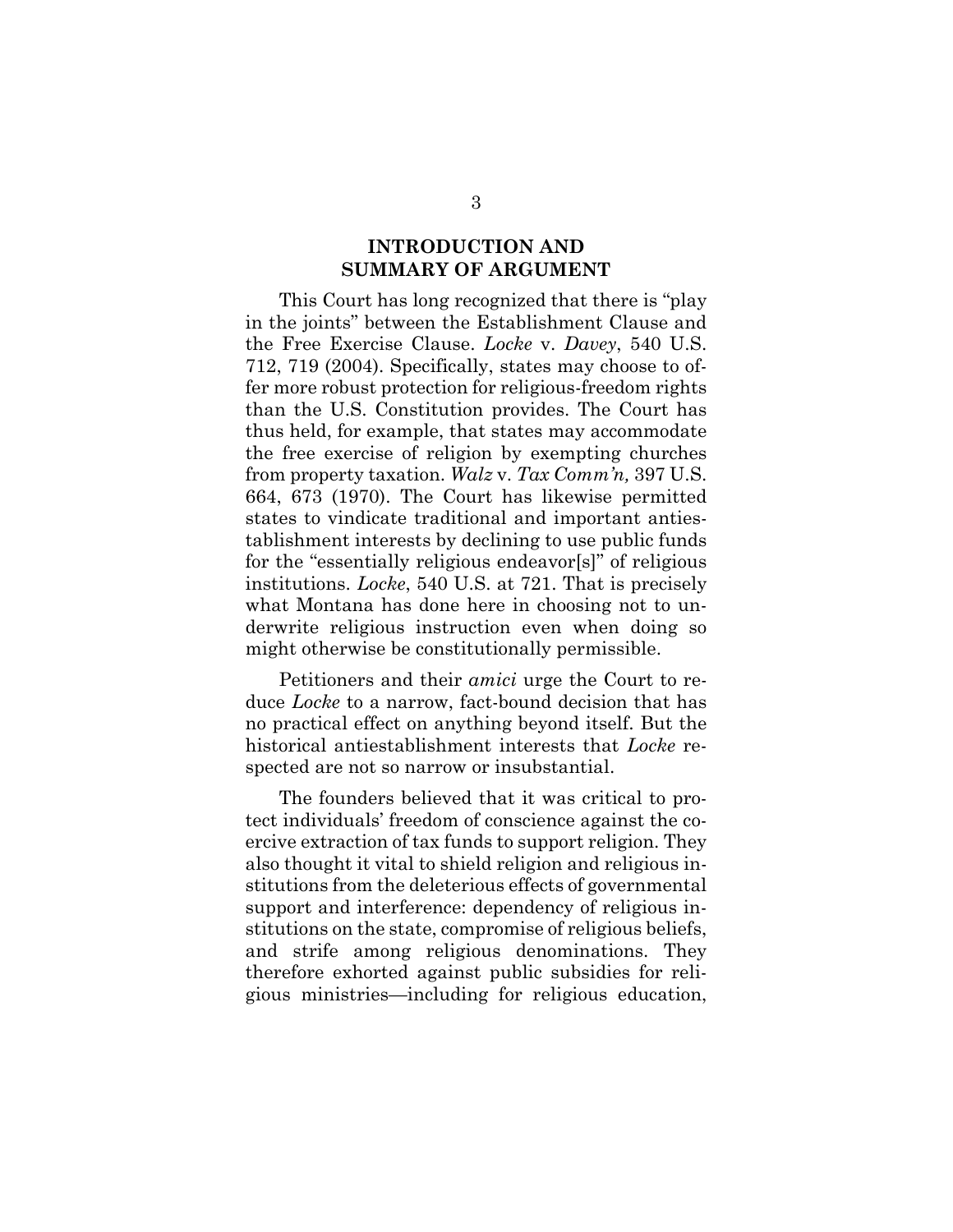## INTRODUCTION AND SUMMARY OF ARGUMENT

This Court has long recognized that there is "play in the joints" between the Establishment Clause and the Free Exercise Clause. *Locke* v. *Davey*, 540 U.S. 712, 719 (2004). Specifically, states may choose to offer more robust protection for religious-freedom rights than the U.S. Constitution provides. The Court has thus held, for example, that states may accommodate the free exercise of religion by exempting churches from property taxation. *Walz* v. *Tax Comm'n,* 397 U.S. 664, 673 (1970). The Court has likewise permitted states to vindicate traditional and important antiestablishment interests by declining to use public funds for the "essentially religious endeavor[s]" of religious institutions. *Locke*, 540 U.S. at 721. That is precisely what Montana has done here in choosing not to underwrite religious instruction even when doing so might otherwise be constitutionally permissible.

Petitioners and their *amici* urge the Court to reduce *Locke* to a narrow, fact-bound decision that has no practical effect on anything beyond itself. But the historical antiestablishment interests that *Locke* respected are not so narrow or insubstantial.

The founders believed that it was critical to protect individuals' freedom of conscience against the coercive extraction of tax funds to support religion. They also thought it vital to shield religion and religious institutions from the deleterious effects of governmental support and interference: dependency of religious institutions on the state, compromise of religious beliefs, and strife among religious denominations. They therefore exhorted against public subsidies for religious ministries—including for religious education,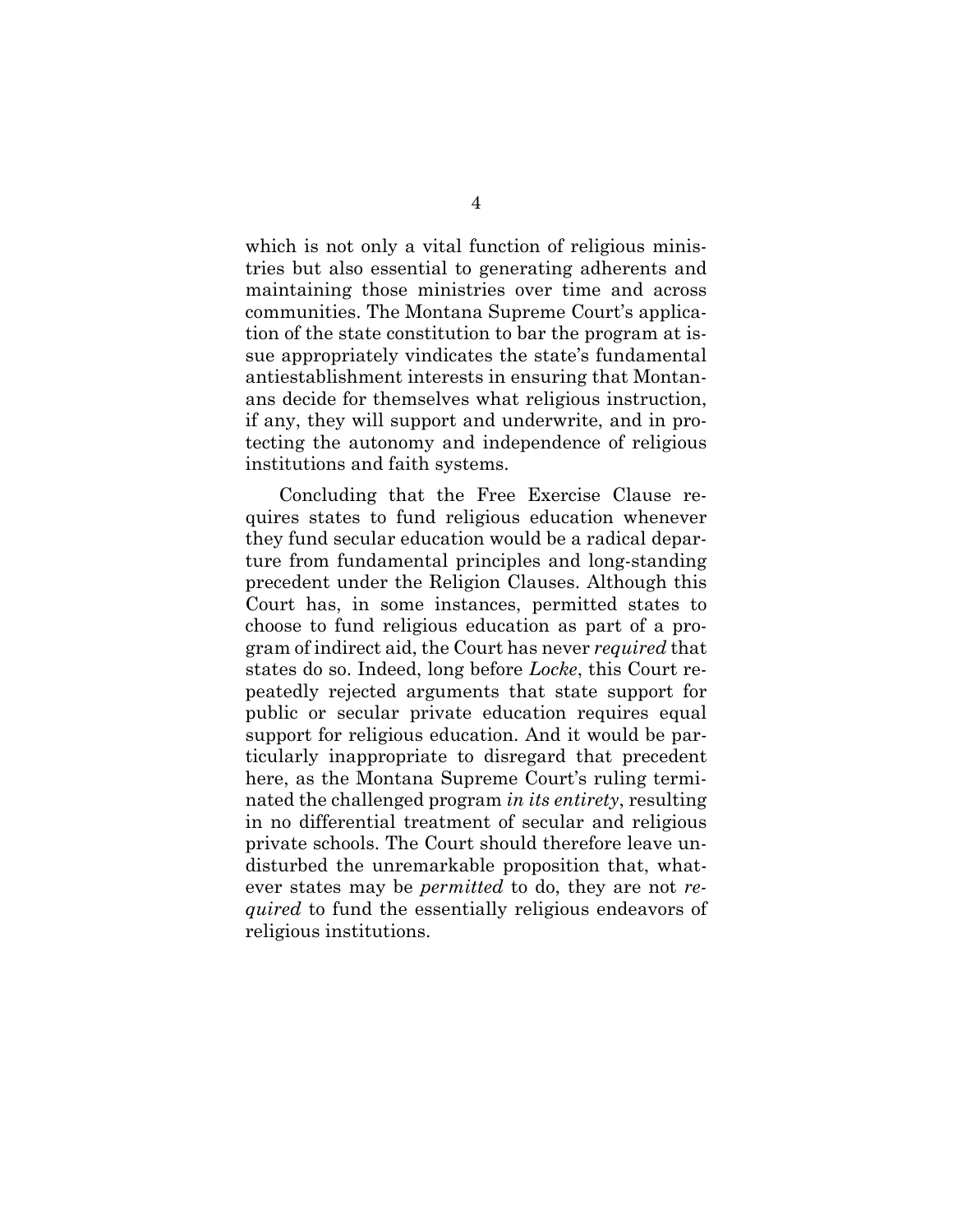which is not only a vital function of religious ministries but also essential to generating adherents and maintaining those ministries over time and across communities. The Montana Supreme Court's application of the state constitution to bar the program at issue appropriately vindicates the state's fundamental antiestablishment interests in ensuring that Montanans decide for themselves what religious instruction, if any, they will support and underwrite, and in protecting the autonomy and independence of religious institutions and faith systems.

Concluding that the Free Exercise Clause requires states to fund religious education whenever they fund secular education would be a radical departure from fundamental principles and long-standing precedent under the Religion Clauses. Although this Court has, in some instances, permitted states to choose to fund religious education as part of a program of indirect aid, the Court has never *required* that states do so. Indeed, long before *Locke*, this Court repeatedly rejected arguments that state support for public or secular private education requires equal support for religious education. And it would be particularly inappropriate to disregard that precedent here, as the Montana Supreme Court's ruling terminated the challenged program *in its entirety*, resulting in no differential treatment of secular and religious private schools. The Court should therefore leave undisturbed the unremarkable proposition that, whatever states may be *permitted* to do, they are not *required* to fund the essentially religious endeavors of religious institutions.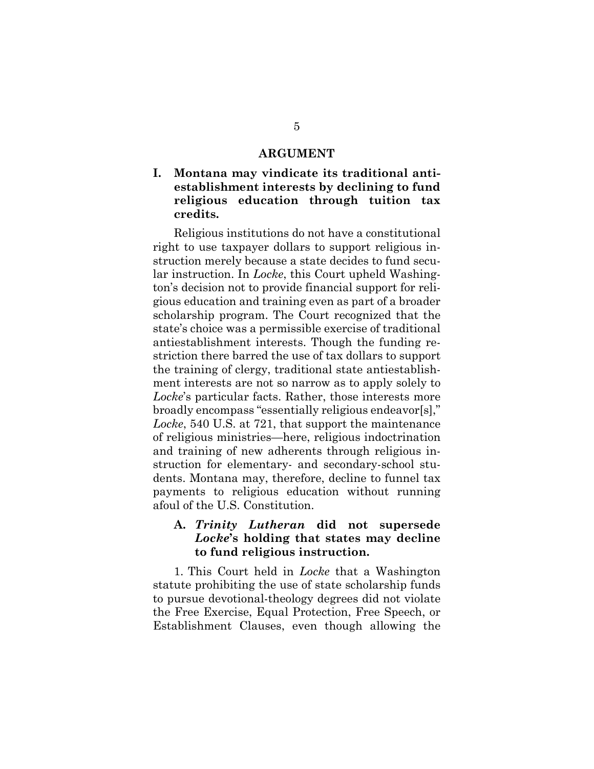## ARGUMENT

### I. Montana may vindicate its traditional antiestablishment interests by declining to fund religious education through tuition tax credits.

Religious institutions do not have a constitutional right to use taxpayer dollars to support religious instruction merely because a state decides to fund secular instruction. In *Locke*, this Court upheld Washington's decision not to provide financial support for religious education and training even as part of a broader scholarship program. The Court recognized that the state's choice was a permissible exercise of traditional antiestablishment interests. Though the funding restriction there barred the use of tax dollars to support the training of clergy, traditional state antiestablishment interests are not so narrow as to apply solely to *Locke*'s particular facts. Rather, those interests more broadly encompass "essentially religious endeavor[s]," *Locke*, 540 U.S. at 721, that support the maintenance of religious ministries—here, religious indoctrination and training of new adherents through religious instruction for elementary- and secondary-school students. Montana may, therefore, decline to funnel tax payments to religious education without running afoul of the U.S. Constitution.

#### A. *Trinity Lutheran* did not supersede *Locke*'s holding that states may decline to fund religious instruction.

1. This Court held in *Locke* that a Washington statute prohibiting the use of state scholarship funds to pursue devotional-theology degrees did not violate the Free Exercise, Equal Protection, Free Speech, or Establishment Clauses, even though allowing the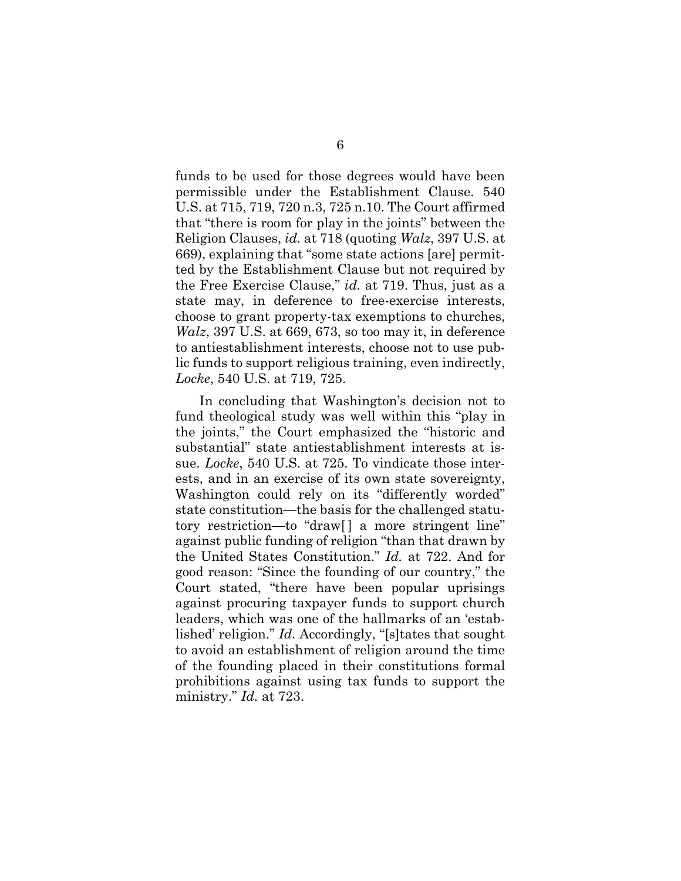funds to be used for those degrees would have been permissible under the Establishment Clause. 540 U.S. at 715, 719, 720 n.3, 725 n.10. The Court affirmed that "there is room for play in the joints" between the Religion Clauses, *id.* at 718 (quoting *Walz*, 397 U.S. at 669), explaining that "some state actions [are] permitted by the Establishment Clause but not required by the Free Exercise Clause," *id.* at 719. Thus, just as a state may, in deference to free-exercise interests, choose to grant property-tax exemptions to churches, *Walz*, 397 U.S. at 669, 673, so too may it, in deference to antiestablishment interests, choose not to use public funds to support religious training, even indirectly, *Locke*, 540 U.S. at 719, 725.

In concluding that Washington's decision not to fund theological study was well within this "play in the joints," the Court emphasized the "historic and substantial" state antiestablishment interests at issue. *Locke*, 540 U.S. at 725. To vindicate those interests, and in an exercise of its own state sovereignty, Washington could rely on its "differently worded" state constitution—the basis for the challenged statutory restriction—to "draw[ ] a more stringent line" against public funding of religion "than that drawn by the United States Constitution." *Id.* at 722. And for good reason: "Since the founding of our country," the Court stated, "there have been popular uprisings against procuring taxpayer funds to support church leaders, which was one of the hallmarks of an 'established' religion." *Id.* Accordingly, "[s]tates that sought to avoid an establishment of religion around the time of the founding placed in their constitutions formal prohibitions against using tax funds to support the ministry." *Id.* at 723.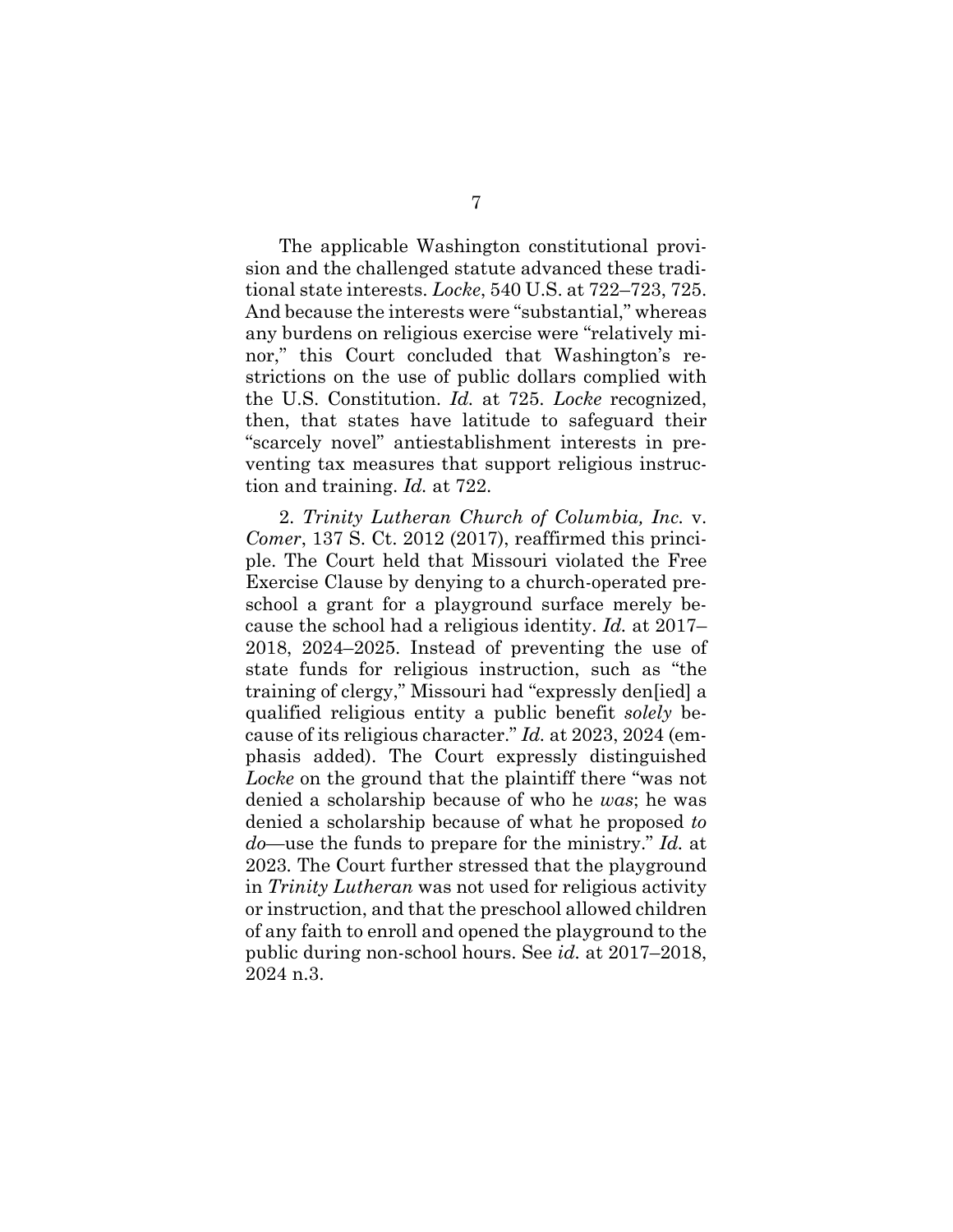The applicable Washington constitutional provision and the challenged statute advanced these traditional state interests. *Locke*, 540 U.S. at 722–723, 725. And because the interests were "substantial," whereas any burdens on religious exercise were "relatively minor," this Court concluded that Washington's restrictions on the use of public dollars complied with the U.S. Constitution. *Id.* at 725. *Locke* recognized, then, that states have latitude to safeguard their "scarcely novel" antiestablishment interests in preventing tax measures that support religious instruction and training. *Id.* at 722.

2. *Trinity Lutheran Church of Columbia, Inc.* v. *Comer*, 137 S. Ct. 2012 (2017), reaffirmed this principle. The Court held that Missouri violated the Free Exercise Clause by denying to a church-operated preschool a grant for a playground surface merely because the school had a religious identity. *Id.* at 2017–2018, 2024–2025. Instead of preventing the use of state funds for religious instruction, such as "the training of clergy," Missouri had "expressly den[ied] a qualified religious entity a public benefit *solely* because of its religious character." *Id.* at 2023, 2024 (emphasis added). The Court expressly distinguished *Locke* on the ground that the plaintiff there "was not denied a scholarship because of who he *was*; he was denied a scholarship because of what he proposed *to do*—use the funds to prepare for the ministry." *Id.* at 2023. The Court further stressed that the playground in *Trinity Lutheran* was not used for religious activity or instruction, and that the preschool allowed children of any faith to enroll and opened the playground to the public during non-school hours. See *id.* at 2017–2018, 2024 n.3.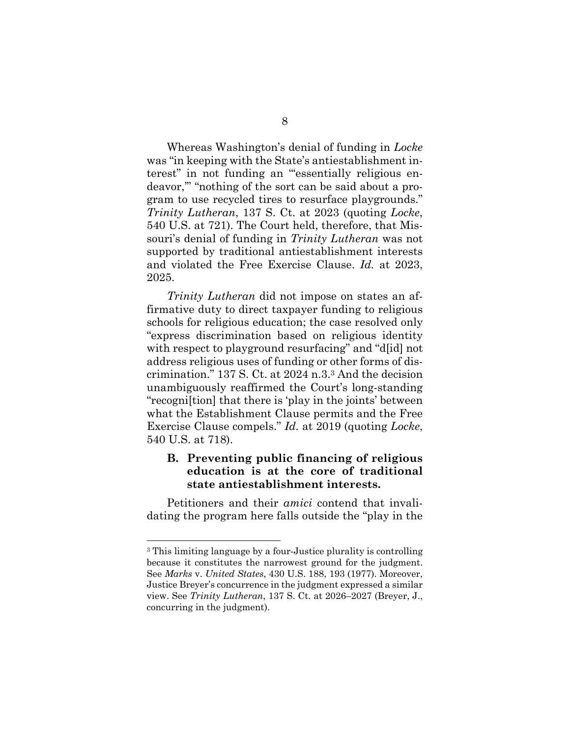Whereas Washington's denial of funding in *Locke* was "in keeping with the State's antiestablishment interest" in not funding an "'essentially religious endeavor,'" "nothing of the sort can be said about a program to use recycled tires to resurface playgrounds." *Trinity Lutheran*, 137 S. Ct. at 2023 (quoting *Locke*, 540 U.S. at 721). The Court held, therefore, that Missouri's denial of funding in *Trinity Lutheran* was not supported by traditional antiestablishment interests and violated the Free Exercise Clause. *Id.* at 2023, 2025.

*Trinity Lutheran* did not impose on states an affirmative duty to direct taxpayer funding to religious schools for religious education; the case resolved only "express discrimination based on religious identity with respect to playground resurfacing" and "d[id] not address religious uses of funding or other forms of discrimination." 137 S. Ct. at 2024 n.3.[3] And the decision unambiguously reaffirmed the Court's long-standing "recogni[tion] that there is 'play in the joints' between what the Establishment Clause permits and the Free Exercise Clause compels." *Id.* at 2019 (quoting *Locke*, 540 U.S. at 718).

### B. Preventing public financing of religious education is at the core of traditional state antiestablishment interests.

Petitioners and their *amici* contend that invalidating the program here falls outside the "play in the

---

[3] This limiting language by a four-Justice plurality is controlling because it constitutes the narrowest ground for the judgment. See *Marks* v. *United States*, 430 U.S. 188, 193 (1977). Moreover, Justice Breyer's concurrence in the judgment expressed a similar view. See *Trinity Lutheran*, 137 S. Ct. at 2026–2027 (Breyer, J., concurring in the judgment).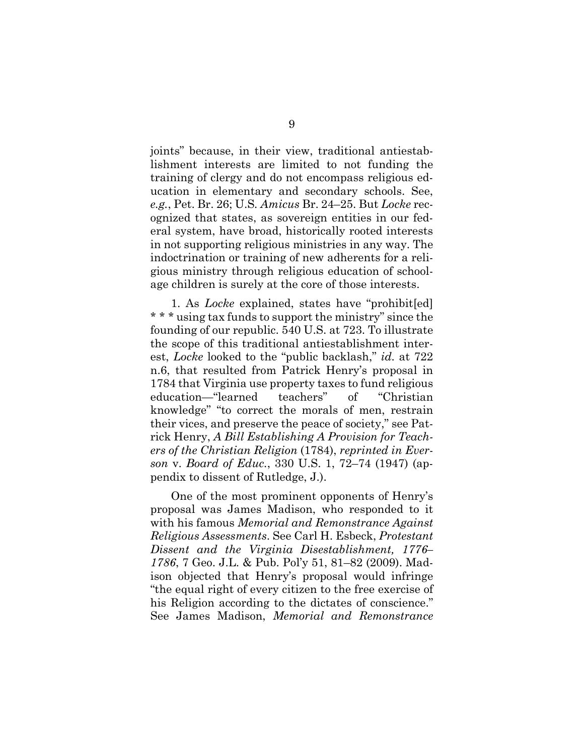joints" because, in their view, traditional antiestablishment interests are limited to not funding the training of clergy and do not encompass religious education in elementary and secondary schools. See, *e.g.*, Pet. Br. 26; U.S. *Amicus* Br. 24–25. But *Locke* recognized that states, as sovereign entities in our federal system, have broad, historically rooted interests in not supporting religious ministries in any way. The indoctrination or training of new adherents for a religious ministry through religious education of school-age children is surely at the core of those interests.

1. As *Locke* explained, states have "prohibit[ed] * * * using tax funds to support the ministry" since the founding of our republic. 540 U.S. at 723. To illustrate the scope of this traditional antiestablishment interest, *Locke* looked to the "public backlash," *id.* at 722 n.6, that resulted from Patrick Henry's proposal in 1784 that Virginia use property taxes to fund religious education—"learned teachers" of "Christian knowledge" "to correct the morals of men, restrain their vices, and preserve the peace of society," see Patrick Henry, *A Bill Establishing A Provision for Teachers of the Christian Religion* (1784), *reprinted in Everson* v. *Board of Educ.*, 330 U.S. 1, 72–74 (1947) (appendix to dissent of Rutledge, J.).

One of the most prominent opponents of Henry's proposal was James Madison, who responded to it with his famous *Memorial and Remonstrance Against Religious Assessments*. See Carl H. Esbeck, *Protestant Dissent and the Virginia Disestablishment, 1776–1786*, 7 Geo. J.L. & Pub. Pol'y 51, 81–82 (2009). Madison objected that Henry's proposal would infringe "the equal right of every citizen to the free exercise of his Religion according to the dictates of conscience." See James Madison, *Memorial and Remonstrance*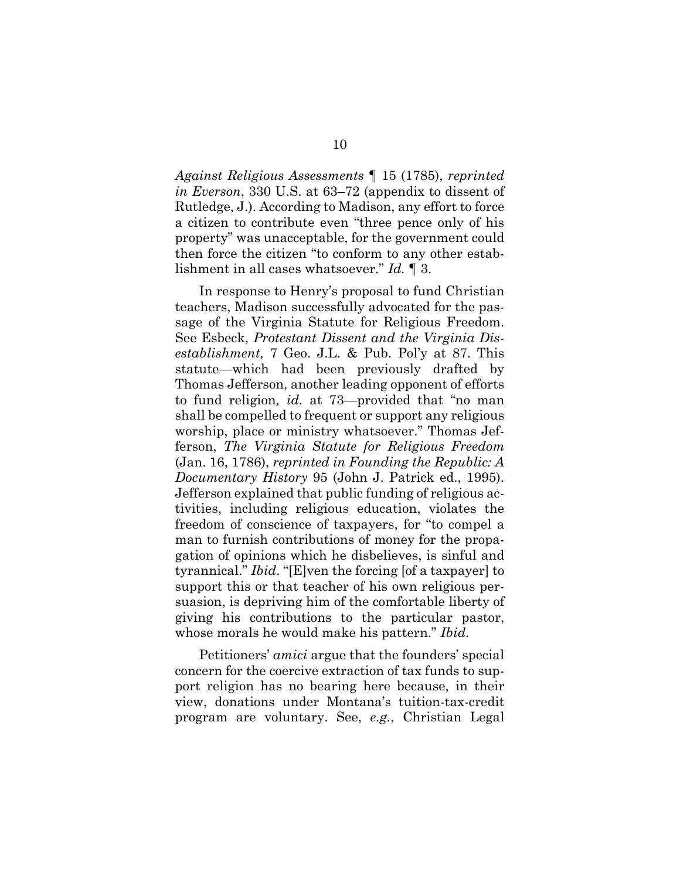*Against Religious Assessments* ¶ 15 (1785), *reprinted in Everson*, 330 U.S. at 63–72 (appendix to dissent of Rutledge, J.). According to Madison, any effort to force a citizen to contribute even "three pence only of his property" was unacceptable, for the government could then force the citizen "to conform to any other establishment in all cases whatsoever." *Id.* ¶ 3.

In response to Henry's proposal to fund Christian teachers, Madison successfully advocated for the passage of the Virginia Statute for Religious Freedom. See Esbeck, *Protestant Dissent and the Virginia Disestablishment,* 7 Geo. J.L. & Pub. Pol'y at 87. This statute—which had been previously drafted by Thomas Jefferson, another leading opponent of efforts to fund religion, *id.* at 73—provided that "no man shall be compelled to frequent or support any religious worship, place or ministry whatsoever." Thomas Jefferson, *The Virginia Statute for Religious Freedom* (Jan. 16, 1786), *reprinted in Founding the Republic: A Documentary History* 95 (John J. Patrick ed., 1995). Jefferson explained that public funding of religious activities, including religious education, violates the freedom of conscience of taxpayers, for "to compel a man to furnish contributions of money for the propagation of opinions which he disbelieves, is sinful and tyrannical." *Ibid*. "[E]ven the forcing [of a taxpayer] to support this or that teacher of his own religious persuasion, is depriving him of the comfortable liberty of giving his contributions to the particular pastor, whose morals he would make his pattern." *Ibid.*

Petitioners' *amici* argue that the founders' special concern for the coercive extraction of tax funds to support religion has no bearing here because, in their view, donations under Montana's tuition-tax-credit program are voluntary. See, *e.g.*, Christian Legal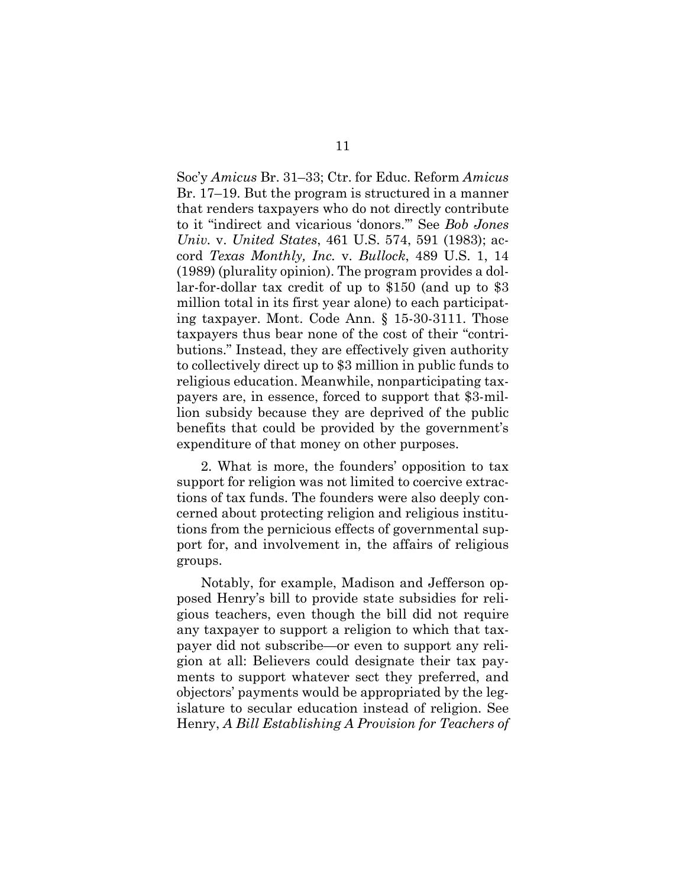Soc'y *Amicus* Br. 31–33; Ctr. for Educ. Reform *Amicus* Br. 17–19. But the program is structured in a manner that renders taxpayers who do not directly contribute to it "indirect and vicarious 'donors.'" See *Bob Jones Univ.* v. *United States*, 461 U.S. 574, 591 (1983); accord *Texas Monthly, Inc.* v. *Bullock*, 489 U.S. 1, 14 (1989) (plurality opinion). The program provides a dollar-for-dollar tax credit of up to $150 (and up to $3 million total in its first year alone) to each participating taxpayer. Mont. Code Ann. § 15-30-3111. Those taxpayers thus bear none of the cost of their "contributions." Instead, they are effectively given authority to collectively direct up to $3 million in public funds to religious education. Meanwhile, nonparticipating taxpayers are, in essence, forced to support that $3-million subsidy because they are deprived of the public benefits that could be provided by the government's expenditure of that money on other purposes.

2. What is more, the founders' opposition to tax support for religion was not limited to coercive extractions of tax funds. The founders were also deeply concerned about protecting religion and religious institutions from the pernicious effects of governmental support for, and involvement in, the affairs of religious groups.

Notably, for example, Madison and Jefferson opposed Henry's bill to provide state subsidies for religious teachers, even though the bill did not require any taxpayer to support a religion to which that taxpayer did not subscribe—or even to support any religion at all: Believers could designate their tax payments to support whatever sect they preferred, and objectors' payments would be appropriated by the legislature to secular education instead of religion. See Henry, *A Bill Establishing A Provision for Teachers of*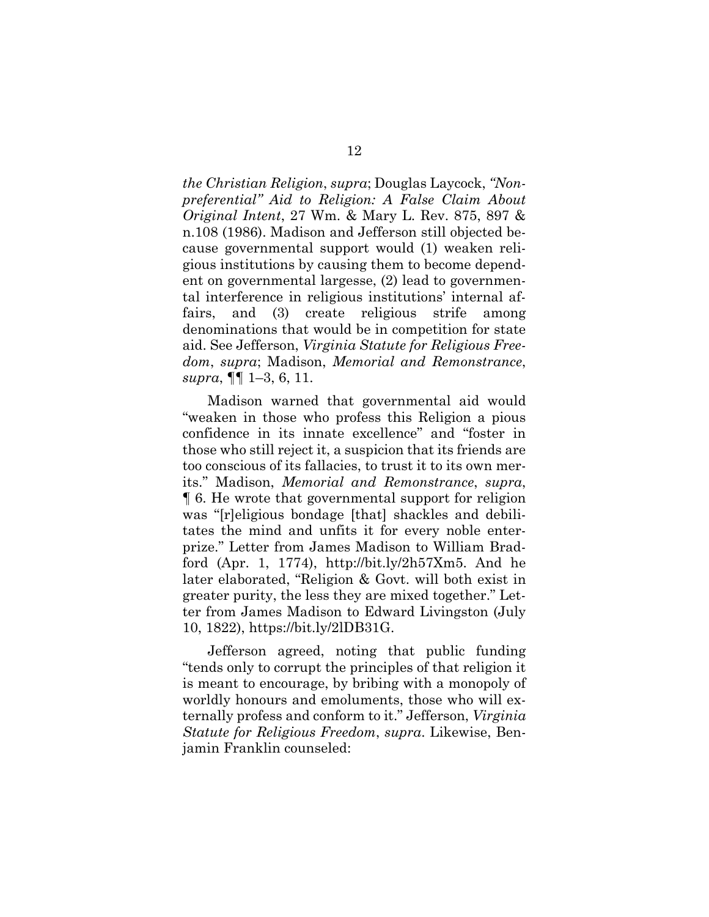*the Christian Religion*, *supra*; Douglas Laycock, *"Non-preferential" Aid to Religion: A False Claim About Original Intent*, 27 Wm. & Mary L. Rev. 875, 897 & n.108 (1986). Madison and Jefferson still objected because governmental support would (1) weaken religious institutions by causing them to become dependent on governmental largesse, (2) lead to governmental interference in religious institutions' internal affairs, and (3) create religious strife among denominations that would be in competition for state aid. See Jefferson, *Virginia Statute for Religious Freedom*, *supra*; Madison, *Memorial and Remonstrance*, *supra*, ¶¶ 1–3, 6, 11.

Madison warned that governmental aid would "weaken in those who profess this Religion a pious confidence in its innate excellence" and "foster in those who still reject it, a suspicion that its friends are too conscious of its fallacies, to trust it to its own merits." Madison, *Memorial and Remonstrance*, *supra*, ¶ 6. He wrote that governmental support for religion was "[r]eligious bondage [that] shackles and debilitates the mind and unfits it for every noble enterprize." Letter from James Madison to William Bradford (Apr. 1, 1774), http://bit.ly/2h57Xm5. And he later elaborated, "Religion & Govt. will both exist in greater purity, the less they are mixed together." Letter from James Madison to Edward Livingston (July 10, 1822), https://bit.ly/2lDB31G.

Jefferson agreed, noting that public funding "tends only to corrupt the principles of that religion it is meant to encourage, by bribing with a monopoly of worldly honours and emoluments, those who will externally profess and conform to it." Jefferson, *Virginia Statute for Religious Freedom*, *supra*. Likewise, Benjamin Franklin counseled: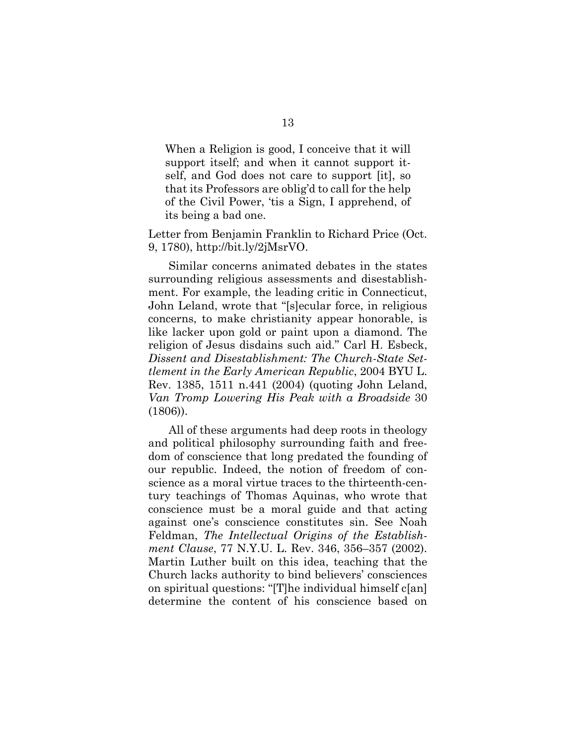> When a Religion is good, I conceive that it will support itself; and when it cannot support itself, and God does not care to support [it], so that its Professors are oblig'd to call for the help of the Civil Power, 'tis a Sign, I apprehend, of its being a bad one.

Letter from Benjamin Franklin to Richard Price (Oct. 9, 1780), http://bit.ly/2jMsrVO.

Similar concerns animated debates in the states surrounding religious assessments and disestablishment. For example, the leading critic in Connecticut, John Leland, wrote that "[s]ecular force, in religious concerns, to make christianity appear honorable, is like lacker upon gold or paint upon a diamond. The religion of Jesus disdains such aid." Carl H. Esbeck, *Dissent and Disestablishment: The Church-State Settlement in the Early American Republic*, 2004 BYU L. Rev. 1385, 1511 n.441 (2004) (quoting John Leland, *Van Tromp Lowering His Peak with a Broadside* 30 (1806)).

All of these arguments had deep roots in theology and political philosophy surrounding faith and freedom of conscience that long predated the founding of our republic. Indeed, the notion of freedom of conscience as a moral virtue traces to the thirteenth-century teachings of Thomas Aquinas, who wrote that conscience must be a moral guide and that acting against one's conscience constitutes sin. See Noah Feldman, *The Intellectual Origins of the Establishment Clause*, 77 N.Y.U. L. Rev. 346, 356–357 (2002). Martin Luther built on this idea, teaching that the Church lacks authority to bind believers' consciences on spiritual questions: "[T]he individual himself c[an] determine the content of his conscience based on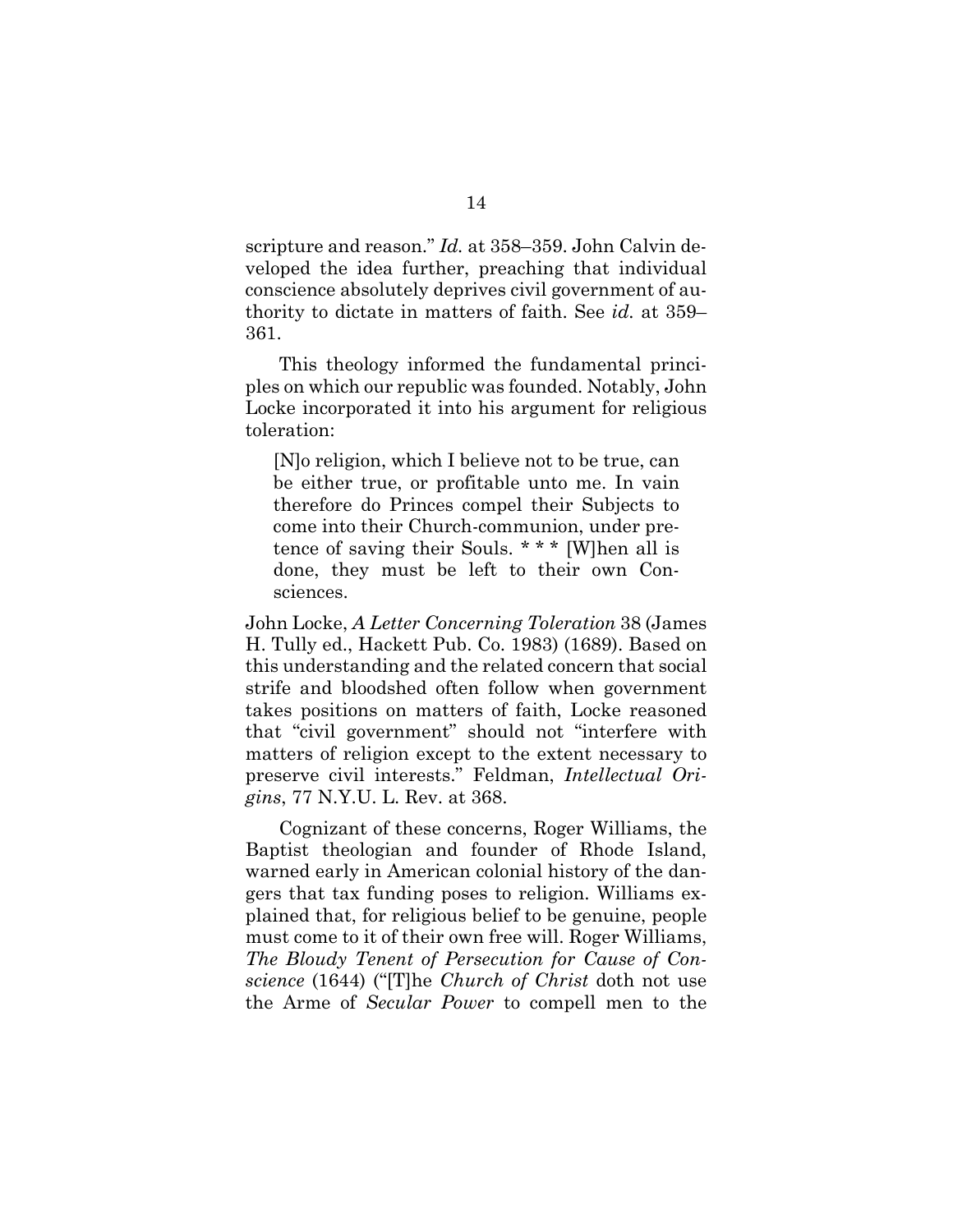scripture and reason." *Id.* at 358–359. John Calvin developed the idea further, preaching that individual conscience absolutely deprives civil government of authority to dictate in matters of faith. See *id.* at 359–361.

This theology informed the fundamental principles on which our republic was founded. Notably, John Locke incorporated it into his argument for religious toleration:

> [N]o religion, which I believe not to be true, can be either true, or profitable unto me. In vain therefore do Princes compel their Subjects to come into their Church-communion, under pretence of saving their Souls. * * * [W]hen all is done, they must be left to their own Consciences.

John Locke, *A Letter Concerning Toleration* 38 (James H. Tully ed., Hackett Pub. Co. 1983) (1689). Based on this understanding and the related concern that social strife and bloodshed often follow when government takes positions on matters of faith, Locke reasoned that "civil government" should not "interfere with matters of religion except to the extent necessary to preserve civil interests." Feldman, *Intellectual Origins*, 77 N.Y.U. L. Rev. at 368.

Cognizant of these concerns, Roger Williams, the Baptist theologian and founder of Rhode Island, warned early in American colonial history of the dangers that tax funding poses to religion. Williams explained that, for religious belief to be genuine, people must come to it of their own free will. Roger Williams, *The Bloudy Tenent of Persecution for Cause of Conscience* (1644) ("[T]he *Church of Christ* doth not use the Arme of *Secular Power* to compell men to the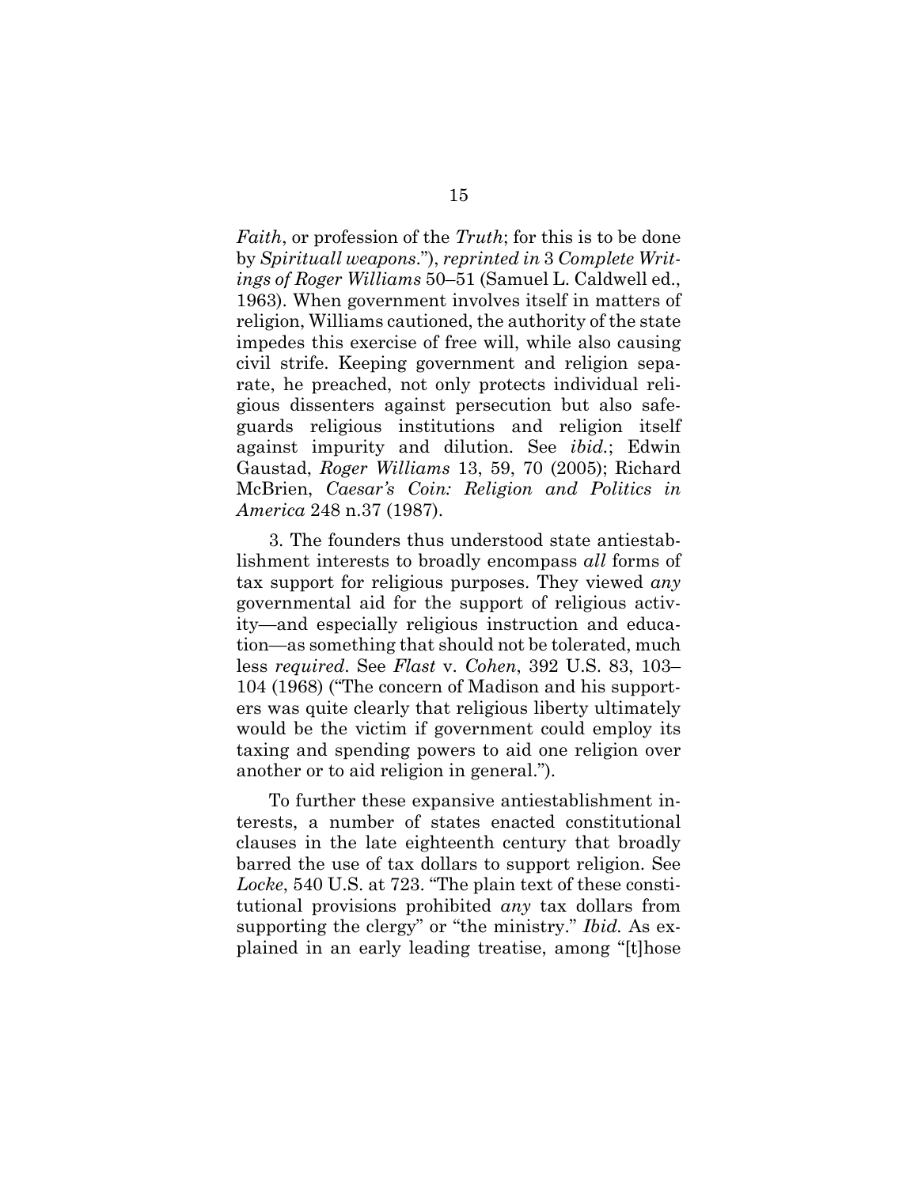*Faith*, or profession of the *Truth*; for this is to be done by *Spirituall weapons*."), *reprinted in* 3 *Complete Writings of Roger Williams* 50–51 (Samuel L. Caldwell ed., 1963). When government involves itself in matters of religion, Williams cautioned, the authority of the state impedes this exercise of free will, while also causing civil strife. Keeping government and religion separate, he preached, not only protects individual religious dissenters against persecution but also safeguards religious institutions and religion itself against impurity and dilution. See *ibid.*; Edwin Gaustad, *Roger Williams* 13, 59, 70 (2005); Richard McBrien, *Caesar's Coin: Religion and Politics in America* 248 n.37 (1987).

3. The founders thus understood state antiestablishment interests to broadly encompass *all* forms of tax support for religious purposes. They viewed *any* governmental aid for the support of religious activity—and especially religious instruction and education—as something that should not be tolerated, much less *required*. See *Flast* v. *Cohen*, 392 U.S. 83, 103–104 (1968) ("The concern of Madison and his supporters was quite clearly that religious liberty ultimately would be the victim if government could employ its taxing and spending powers to aid one religion over another or to aid religion in general.").

To further these expansive antiestablishment interests, a number of states enacted constitutional clauses in the late eighteenth century that broadly barred the use of tax dollars to support religion. See *Locke*, 540 U.S. at 723. "The plain text of these constitutional provisions prohibited *any* tax dollars from supporting the clergy" or "the ministry." *Ibid.* As explained in an early leading treatise, among "[t]hose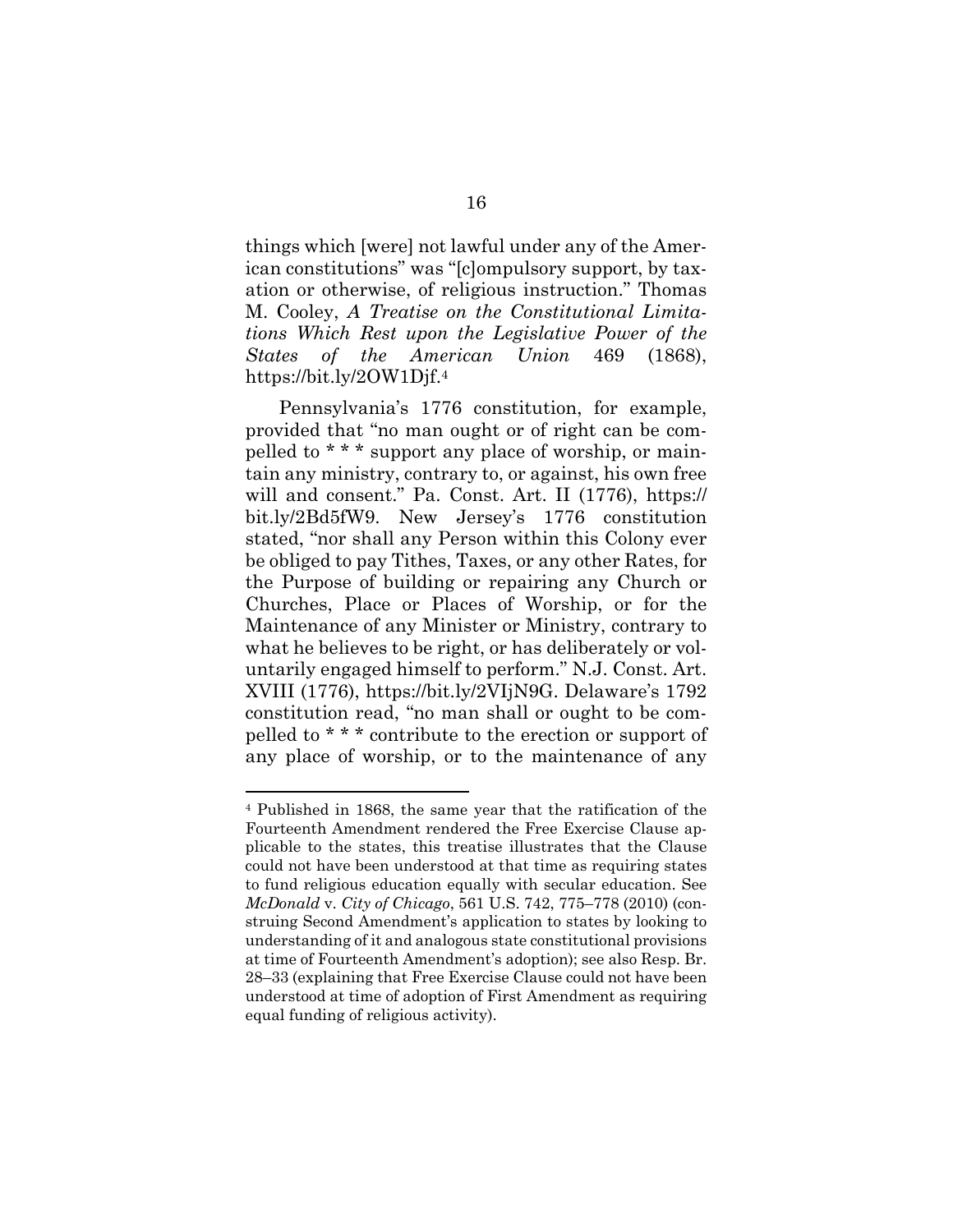things which [were] not lawful under any of the American constitutions" was "[c]ompulsory support, by taxation or otherwise, of religious instruction." Thomas M. Cooley, *A Treatise on the Constitutional Limitations Which Rest upon the Legislative Power of the States of the American Union* 469 (1868), https://bit.ly/2OW1Djf.[4]

Pennsylvania's 1776 constitution, for example, provided that "no man ought or of right can be compelled to * * * support any place of worship, or maintain any ministry, contrary to, or against, his own free will and consent." Pa. Const. Art. II (1776), https://bit.ly/2Bd5fW9. New Jersey's 1776 constitution stated, "nor shall any Person within this Colony ever be obliged to pay Tithes, Taxes, or any other Rates, for the Purpose of building or repairing any Church or Churches, Place or Places of Worship, or for the Maintenance of any Minister or Ministry, contrary to what he believes to be right, or has deliberately or voluntarily engaged himself to perform." N.J. Const. Art. XVIII (1776), https://bit.ly/2VIjN9G. Delaware's 1792 constitution read, "no man shall or ought to be compelled to * * * contribute to the erection or support of any place of worship, or to the maintenance of any

---

[4] Published in 1868, the same year that the ratification of the Fourteenth Amendment rendered the Free Exercise Clause applicable to the states, this treatise illustrates that the Clause could not have been understood at that time as requiring states to fund religious education equally with secular education. See *McDonald* v. *City of Chicago*, 561 U.S. 742, 775–778 (2010) (construing Second Amendment's application to states by looking to understanding of it and analogous state constitutional provisions at time of Fourteenth Amendment's adoption); see also Resp. Br. 28–33 (explaining that Free Exercise Clause could not have been understood at time of adoption of First Amendment as requiring equal funding of religious activity).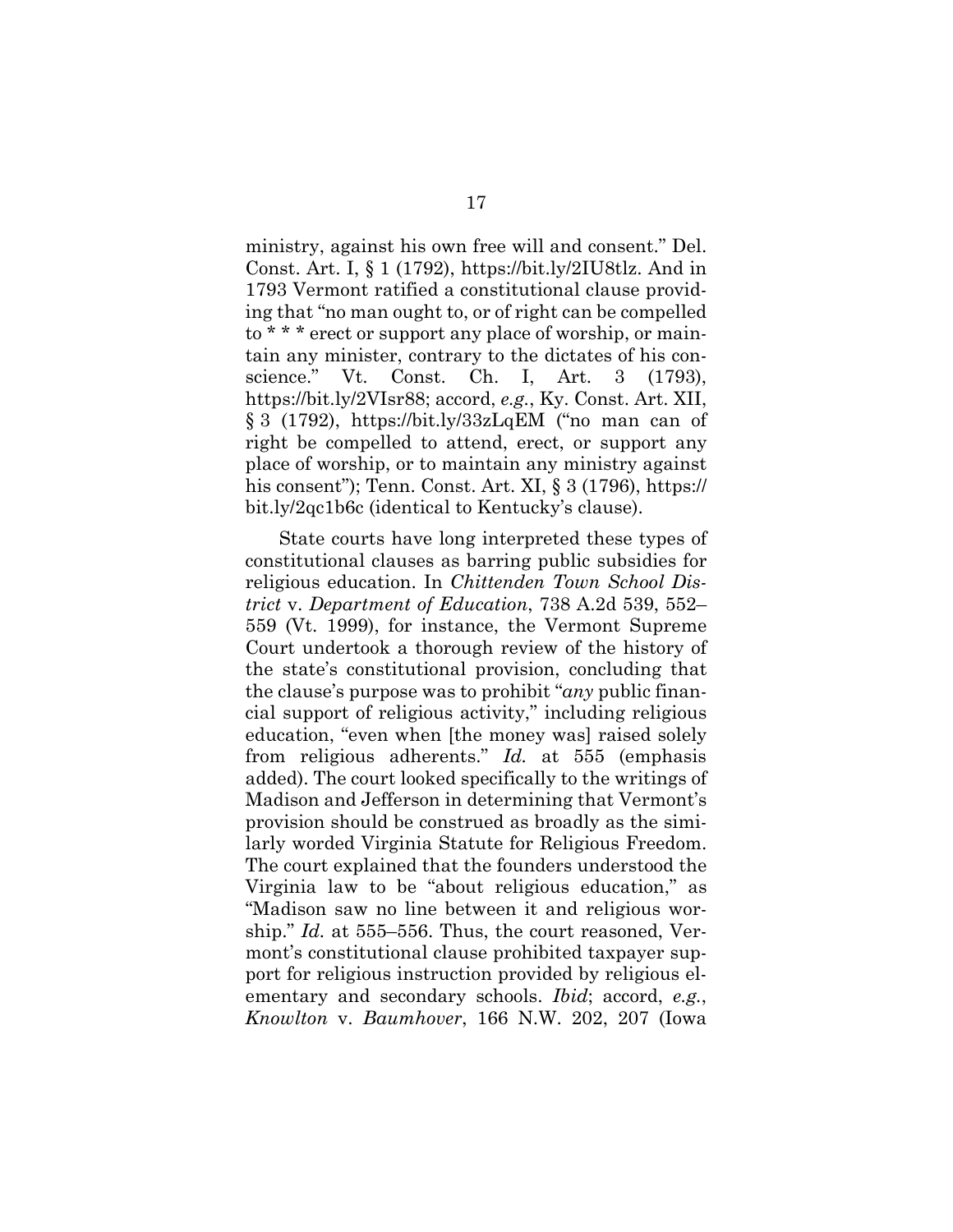ministry, against his own free will and consent." Del. Const. Art. I, § 1 (1792), https://bit.ly/2IU8tlz. And in 1793 Vermont ratified a constitutional clause providing that "no man ought to, or of right can be compelled to * * * erect or support any place of worship, or maintain any minister, contrary to the dictates of his conscience." Vt. Const. Ch. I, Art. 3 (1793), https://bit.ly/2VIsr88; accord, *e.g.*, Ky. Const. Art. XII, § 3 (1792), https://bit.ly/33zLqEM ("no man can of right be compelled to attend, erect, or support any place of worship, or to maintain any ministry against his consent"); Tenn. Const. Art. XI, § 3 (1796), https://bit.ly/2qc1b6c (identical to Kentucky's clause).

State courts have long interpreted these types of constitutional clauses as barring public subsidies for religious education. In *Chittenden Town School District* v. *Department of Education*, 738 A.2d 539, 552–559 (Vt. 1999), for instance, the Vermont Supreme Court undertook a thorough review of the history of the state's constitutional provision, concluding that the clause's purpose was to prohibit "*any* public financial support of religious activity," including religious education, "even when [the money was] raised solely from religious adherents." *Id.* at 555 (emphasis added). The court looked specifically to the writings of Madison and Jefferson in determining that Vermont's provision should be construed as broadly as the similarly worded Virginia Statute for Religious Freedom. The court explained that the founders understood the Virginia law to be "about religious education," as "Madison saw no line between it and religious worship." *Id.* at 555–556. Thus, the court reasoned, Vermont's constitutional clause prohibited taxpayer support for religious instruction provided by religious elementary and secondary schools. *Ibid*; accord, *e.g.*, *Knowlton* v. *Baumhover*, 166 N.W. 202, 207 (Iowa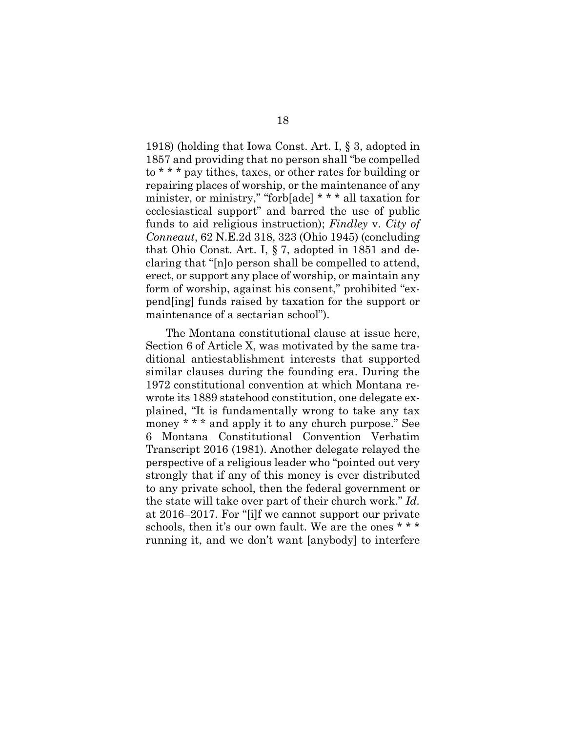1918) (holding that Iowa Const. Art. I, § 3, adopted in 1857 and providing that no person shall "be compelled to * * * pay tithes, taxes, or other rates for building or repairing places of worship, or the maintenance of any minister, or ministry," "forb[ade] * * * all taxation for ecclesiastical support" and barred the use of public funds to aid religious instruction); *Findley* v. *City of Conneaut*, 62 N.E.2d 318, 323 (Ohio 1945) (concluding that Ohio Const. Art. I, § 7, adopted in 1851 and declaring that "[n]o person shall be compelled to attend, erect, or support any place of worship, or maintain any form of worship, against his consent," prohibited "expend[ing] funds raised by taxation for the support or maintenance of a sectarian school").

The Montana constitutional clause at issue here, Section 6 of Article X, was motivated by the same traditional antiestablishment interests that supported similar clauses during the founding era. During the 1972 constitutional convention at which Montana rewrote its 1889 statehood constitution, one delegate explained, "It is fundamentally wrong to take any tax money * * * and apply it to any church purpose." See 6 Montana Constitutional Convention Verbatim Transcript 2016 (1981). Another delegate relayed the perspective of a religious leader who "pointed out very strongly that if any of this money is ever distributed to any private school, then the federal government or the state will take over part of their church work." *Id.* at 2016–2017. For "[i]f we cannot support our private schools, then it's our own fault. We are the ones * * * running it, and we don't want [anybody] to interfere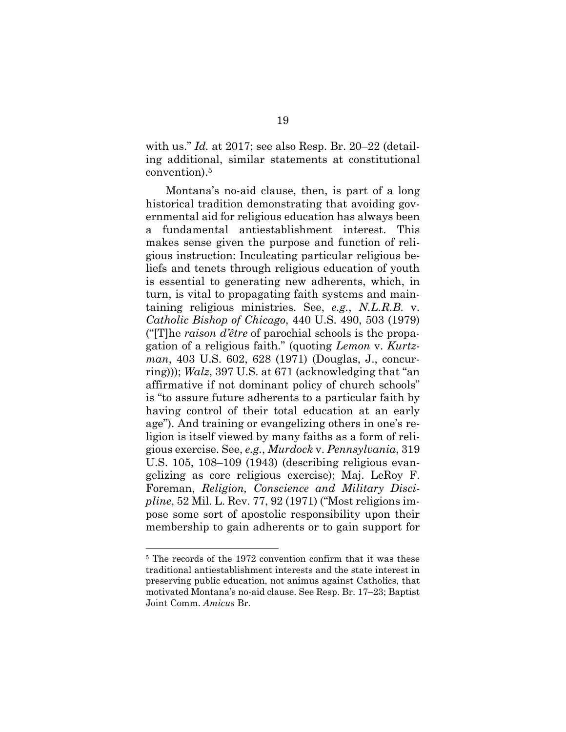with us." *Id.* at 2017; see also Resp. Br. 20–22 (detailing additional, similar statements at constitutional convention).[5]

Montana's no-aid clause, then, is part of a long historical tradition demonstrating that avoiding governmental aid for religious education has always been a fundamental antiestablishment interest. This makes sense given the purpose and function of religious instruction: Inculcating particular religious beliefs and tenets through religious education of youth is essential to generating new adherents, which, in turn, is vital to propagating faith systems and maintaining religious ministries. See, *e.g.*, *N.L.R.B.* v. *Catholic Bishop of Chicago*, 440 U.S. 490, 503 (1979) ("[T]he *raison d'être* of parochial schools is the propagation of a religious faith." (quoting *Lemon* v. *Kurtzman*, 403 U.S. 602, 628 (1971) (Douglas, J., concurring))); *Walz*, 397 U.S. at 671 (acknowledging that "an affirmative if not dominant policy of church schools" is "to assure future adherents to a particular faith by having control of their total education at an early age"). And training or evangelizing others in one's religion is itself viewed by many faiths as a form of religious exercise. See, *e.g.*, *Murdock* v. *Pennsylvania*, 319 U.S. 105, 108–109 (1943) (describing religious evangelizing as core religious exercise); Maj. LeRoy F. Foreman, *Religion, Conscience and Military Discipline*, 52 Mil. L. Rev. 77, 92 (1971) ("Most religions impose some sort of apostolic responsibility upon their membership to gain adherents or to gain support for

---

[5] The records of the 1972 convention confirm that it was these traditional antiestablishment interests and the state interest in preserving public education, not animus against Catholics, that motivated Montana's no-aid clause. See Resp. Br. 17–23; Baptist Joint Comm. *Amicus* Br.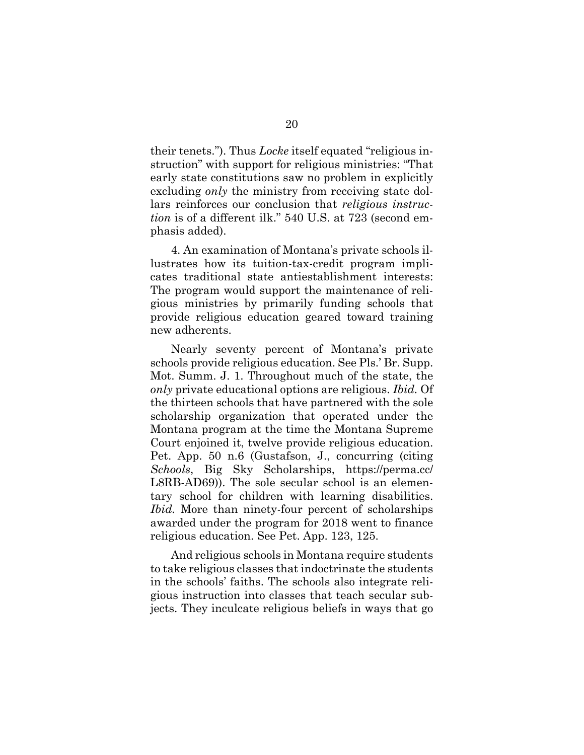their tenets."). Thus *Locke* itself equated "religious instruction" with support for religious ministries: "That early state constitutions saw no problem in explicitly excluding *only* the ministry from receiving state dollars reinforces our conclusion that *religious instruction* is of a different ilk." 540 U.S. at 723 (second emphasis added).

4. An examination of Montana's private schools illustrates how its tuition-tax-credit program implicates traditional state antiestablishment interests: The program would support the maintenance of religious ministries by primarily funding schools that provide religious education geared toward training new adherents.

Nearly seventy percent of Montana's private schools provide religious education. See Pls.' Br. Supp. Mot. Summ. J. 1. Throughout much of the state, the *only* private educational options are religious. *Ibid.* Of the thirteen schools that have partnered with the sole scholarship organization that operated under the Montana program at the time the Montana Supreme Court enjoined it, twelve provide religious education. Pet. App. 50 n.6 (Gustafson, J., concurring (citing *Schools*, Big Sky Scholarships, https://perma.cc/L8RB-AD69)). The sole secular school is an elementary school for children with learning disabilities. *Ibid.* More than ninety-four percent of scholarships awarded under the program for 2018 went to finance religious education. See Pet. App. 123, 125.

And religious schools in Montana require students to take religious classes that indoctrinate the students in the schools' faiths. The schools also integrate religious instruction into classes that teach secular subjects. They inculcate religious beliefs in ways that go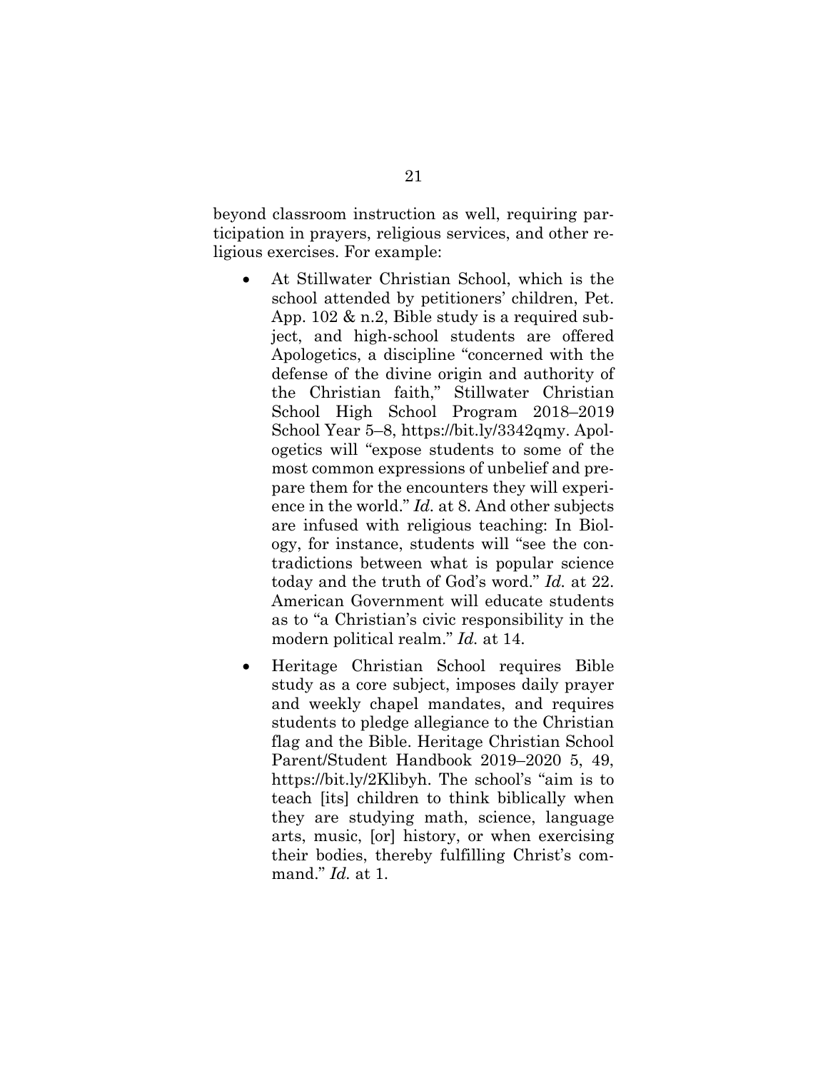beyond classroom instruction as well, requiring participation in prayers, religious services, and other religious exercises. For example:

- At Stillwater Christian School, which is the school attended by petitioners' children, Pet. App. 102 & n.2, Bible study is a required subject, and high-school students are offered Apologetics, a discipline "concerned with the defense of the divine origin and authority of the Christian faith," Stillwater Christian School High School Program 2018–2019 School Year 5–8, https://bit.ly/3342qmy. Apologetics will "expose students to some of the most common expressions of unbelief and prepare them for the encounters they will experience in the world." *Id.* at 8. And other subjects are infused with religious teaching: In Biology, for instance, students will "see the contradictions between what is popular science today and the truth of God's word." *Id.* at 22. American Government will educate students as to "a Christian's civic responsibility in the modern political realm." *Id.* at 14.
- Heritage Christian School requires Bible study as a core subject, imposes daily prayer and weekly chapel mandates, and requires students to pledge allegiance to the Christian flag and the Bible. Heritage Christian School Parent/Student Handbook 2019–2020 5, 49, https://bit.ly/2Klibyh. The school's "aim is to teach [its] children to think biblically when they are studying math, science, language arts, music, [or] history, or when exercising their bodies, thereby fulfilling Christ's command." *Id.* at 1.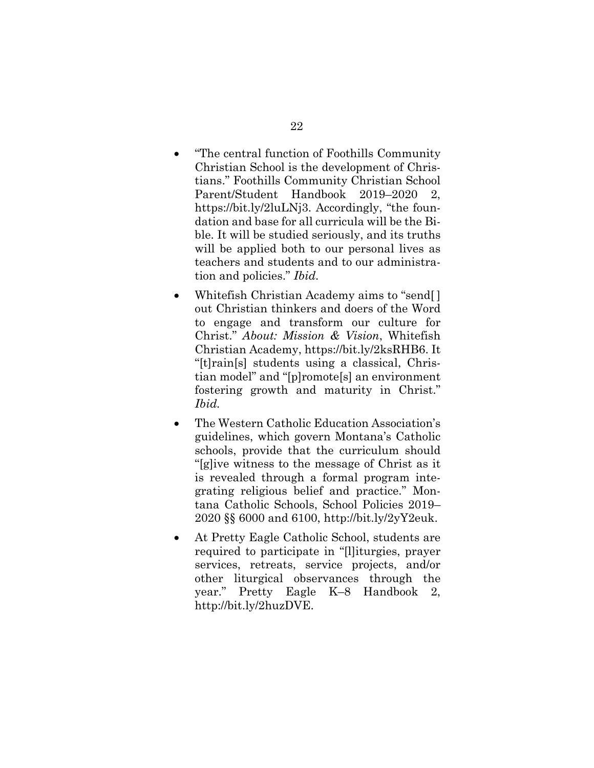- "The central function of Foothills Community Christian School is the development of Christians." Foothills Community Christian School Parent/Student Handbook 2019–2020 2, https://bit.ly/2luLNj3. Accordingly, "the foundation and base for all curricula will be the Bible. It will be studied seriously, and its truths will be applied both to our personal lives as teachers and students and to our administration and policies." *Ibid.*

- Whitefish Christian Academy aims to "send[ ] out Christian thinkers and doers of the Word to engage and transform our culture for Christ." *About: Mission & Vision*, Whitefish Christian Academy, https://bit.ly/2ksRHB6. It "[t]rain[s] students using a classical, Christian model" and "[p]romote[s] an environment fostering growth and maturity in Christ." *Ibid.*

- The Western Catholic Education Association's guidelines, which govern Montana's Catholic schools, provide that the curriculum should "[g]ive witness to the message of Christ as it is revealed through a formal program integrating religious belief and practice." Montana Catholic Schools, School Policies 2019–2020 §§ 6000 and 6100, http://bit.ly/2yY2euk.

- At Pretty Eagle Catholic School, students are required to participate in "[l]iturgies, prayer services, retreats, service projects, and/or other liturgical observances through the year." Pretty Eagle K–8 Handbook 2, http://bit.ly/2huzDVE.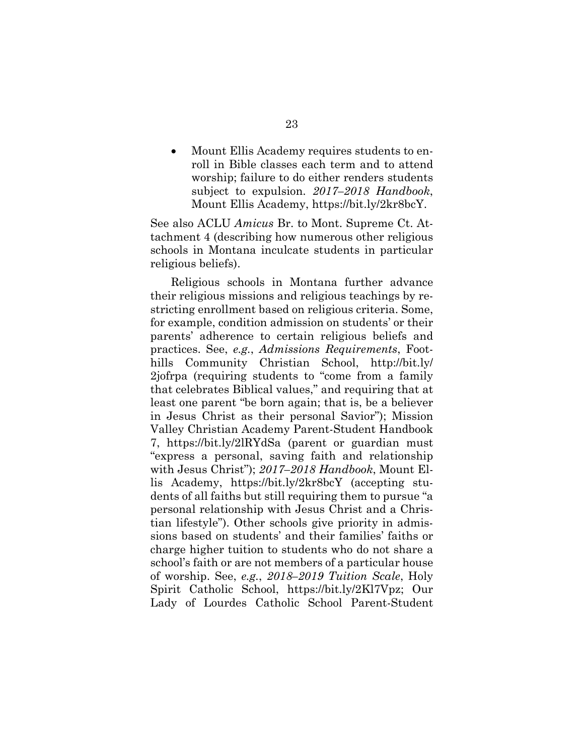- Mount Ellis Academy requires students to enroll in Bible classes each term and to attend worship; failure to do either renders students subject to expulsion. *2017–2018 Handbook*, Mount Ellis Academy, https://bit.ly/2kr8bcY.

See also ACLU *Amicus* Br. to Mont. Supreme Ct. Attachment 4 (describing how numerous other religious schools in Montana inculcate students in particular religious beliefs).

Religious schools in Montana further advance their religious missions and religious teachings by restricting enrollment based on religious criteria. Some, for example, condition admission on students' or their parents' adherence to certain religious beliefs and practices. See, *e.g.*, *Admissions Requirements*, Foothills Community Christian School, http://bit.ly/2jofrpa (requiring students to "come from a family that celebrates Biblical values," and requiring that at least one parent "be born again; that is, be a believer in Jesus Christ as their personal Savior"); Mission Valley Christian Academy Parent-Student Handbook 7, https://bit.ly/2lRYdSa (parent or guardian must "express a personal, saving faith and relationship with Jesus Christ"); *2017–2018 Handbook*, Mount Ellis Academy, https://bit.ly/2kr8bcY (accepting students of all faiths but still requiring them to pursue "a personal relationship with Jesus Christ and a Christian lifestyle"). Other schools give priority in admissions based on students' and their families' faiths or charge higher tuition to students who do not share a school's faith or are not members of a particular house of worship. See, *e.g.*, *2018–2019 Tuition Scale*, Holy Spirit Catholic School, https://bit.ly/2Kl7Vpz; Our Lady of Lourdes Catholic School Parent-Student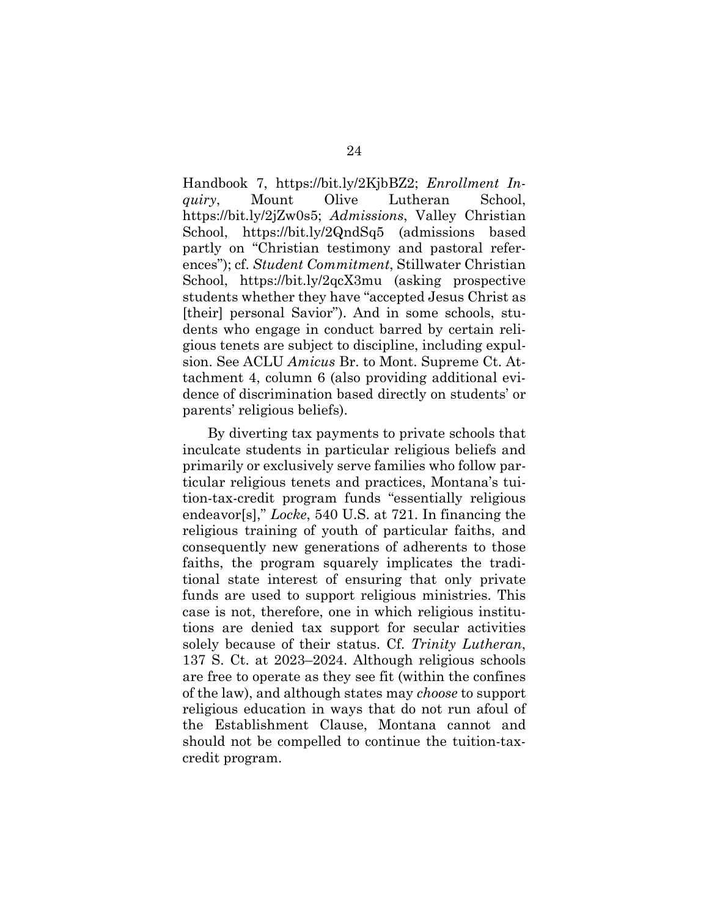Handbook 7, https://bit.ly/2KjbBZ2; *Enrollment Inquiry*, Mount Olive Lutheran School, https://bit.ly/2jZw0s5; *Admissions*, Valley Christian School, https://bit.ly/2QndSq5 (admissions based partly on "Christian testimony and pastoral references"); cf. *Student Commitment*, Stillwater Christian School, https://bit.ly/2qcX3mu (asking prospective students whether they have "accepted Jesus Christ as [their] personal Savior"). And in some schools, students who engage in conduct barred by certain religious tenets are subject to discipline, including expulsion. See ACLU *Amicus* Br. to Mont. Supreme Ct. Attachment 4, column 6 (also providing additional evidence of discrimination based directly on students' or parents' religious beliefs).

By diverting tax payments to private schools that inculcate students in particular religious beliefs and primarily or exclusively serve families who follow particular religious tenets and practices, Montana's tuition-tax-credit program funds "essentially religious endeavor[s]," *Locke*, 540 U.S. at 721. In financing the religious training of youth of particular faiths, and consequently new generations of adherents to those faiths, the program squarely implicates the traditional state interest of ensuring that only private funds are used to support religious ministries. This case is not, therefore, one in which religious institutions are denied tax support for secular activities solely because of their status. Cf. *Trinity Lutheran*, 137 S. Ct. at 2023–2024. Although religious schools are free to operate as they see fit (within the confines of the law), and although states may *choose* to support religious education in ways that do not run afoul of the Establishment Clause, Montana cannot and should not be compelled to continue the tuition-tax-credit program.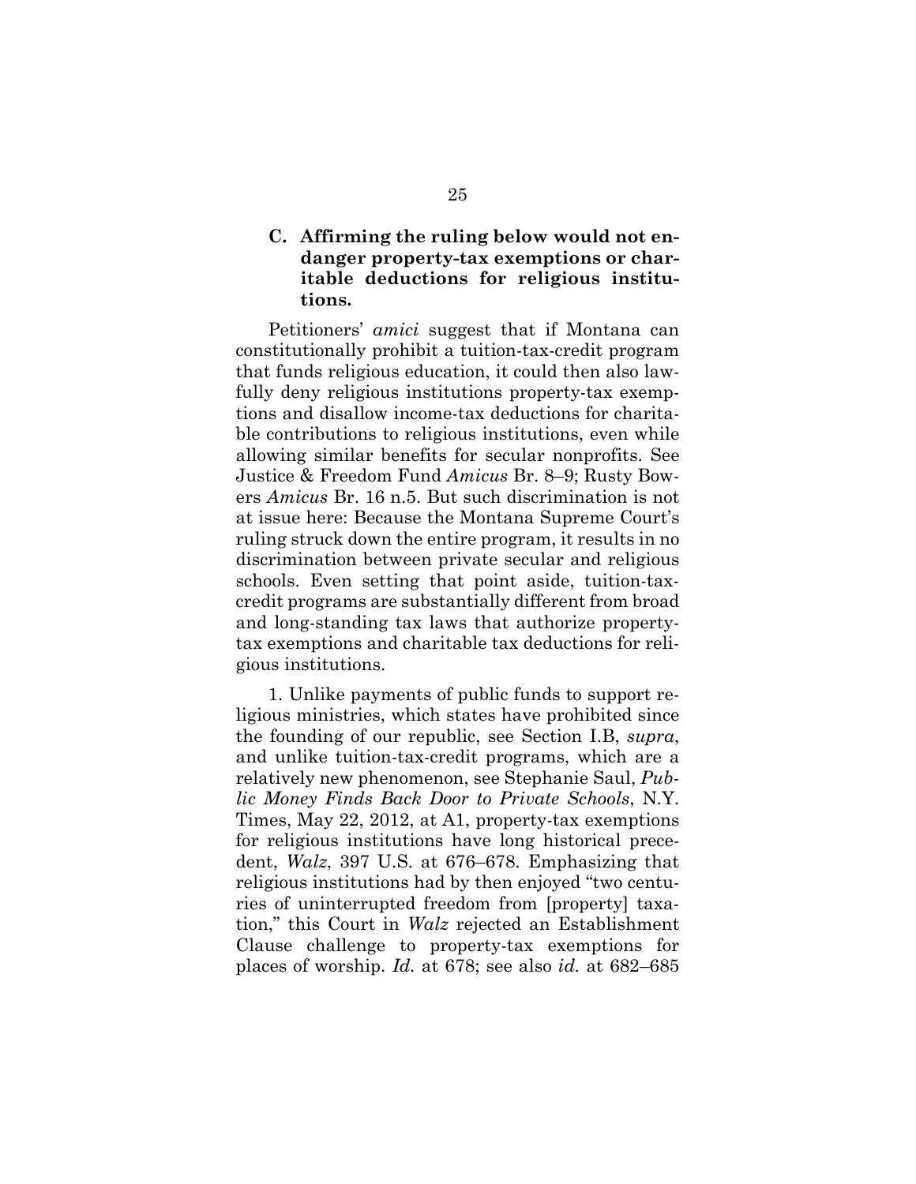### C. Affirming the ruling below would not endanger property-tax exemptions or charitable deductions for religious institutions.

Petitioners' *amici* suggest that if Montana can constitutionally prohibit a tuition-tax-credit program that funds religious education, it could then also lawfully deny religious institutions property-tax exemptions and disallow income-tax deductions for charitable contributions to religious institutions, even while allowing similar benefits for secular nonprofits. See Justice & Freedom Fund *Amicus* Br. 8–9; Rusty Bowers *Amicus* Br. 16 n.5. But such discrimination is not at issue here: Because the Montana Supreme Court's ruling struck down the entire program, it results in no discrimination between private secular and religious schools. Even setting that point aside, tuition-tax-credit programs are substantially different from broad and long-standing tax laws that authorize property-tax exemptions and charitable tax deductions for religious institutions.

1. Unlike payments of public funds to support religious ministries, which states have prohibited since the founding of our republic, see Section I.B, *supra*, and unlike tuition-tax-credit programs, which are a relatively new phenomenon, see Stephanie Saul, *Public Money Finds Back Door to Private Schools*, N.Y. Times, May 22, 2012, at A1, property-tax exemptions for religious institutions have long historical precedent, *Walz*, 397 U.S. at 676–678. Emphasizing that religious institutions had by then enjoyed "two centuries of uninterrupted freedom from [property] taxation," this Court in *Walz* rejected an Establishment Clause challenge to property-tax exemptions for places of worship. *Id.* at 678; see also *id.* at 682–685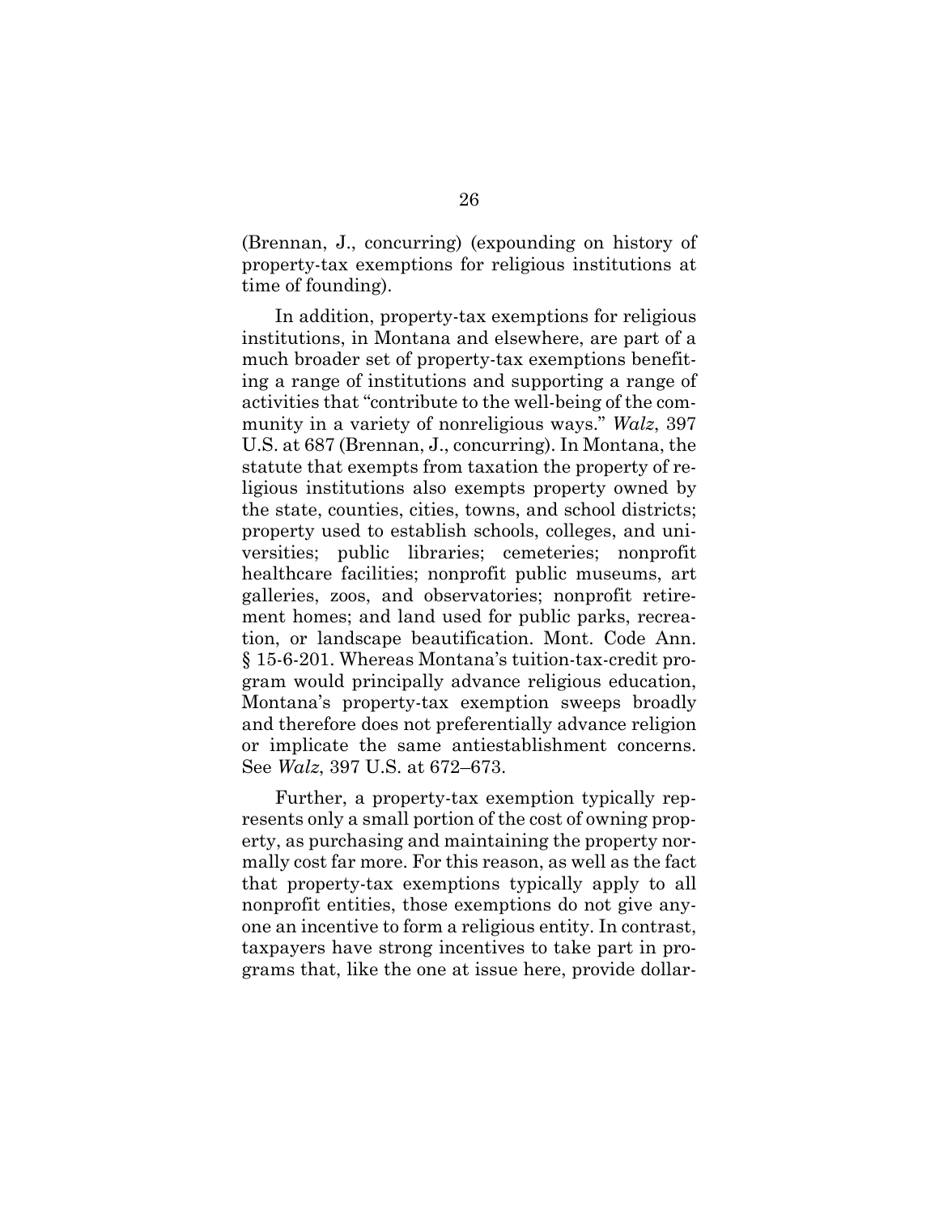(Brennan, J., concurring) (expounding on history of property-tax exemptions for religious institutions at time of founding).

In addition, property-tax exemptions for religious institutions, in Montana and elsewhere, are part of a much broader set of property-tax exemptions benefiting a range of institutions and supporting a range of activities that "contribute to the well-being of the community in a variety of nonreligious ways." *Walz*, 397 U.S. at 687 (Brennan, J., concurring). In Montana, the statute that exempts from taxation the property of religious institutions also exempts property owned by the state, counties, cities, towns, and school districts; property used to establish schools, colleges, and universities; public libraries; cemeteries; nonprofit healthcare facilities; nonprofit public museums, art galleries, zoos, and observatories; nonprofit retirement homes; and land used for public parks, recreation, or landscape beautification. Mont. Code Ann. § 15-6-201. Whereas Montana's tuition-tax-credit program would principally advance religious education, Montana's property-tax exemption sweeps broadly and therefore does not preferentially advance religion or implicate the same antiestablishment concerns. See *Walz*, 397 U.S. at 672–673.

Further, a property-tax exemption typically represents only a small portion of the cost of owning property, as purchasing and maintaining the property normally cost far more. For this reason, as well as the fact that property-tax exemptions typically apply to all nonprofit entities, those exemptions do not give anyone an incentive to form a religious entity. In contrast, taxpayers have strong incentives to take part in programs that, like the one at issue here, provide dollar-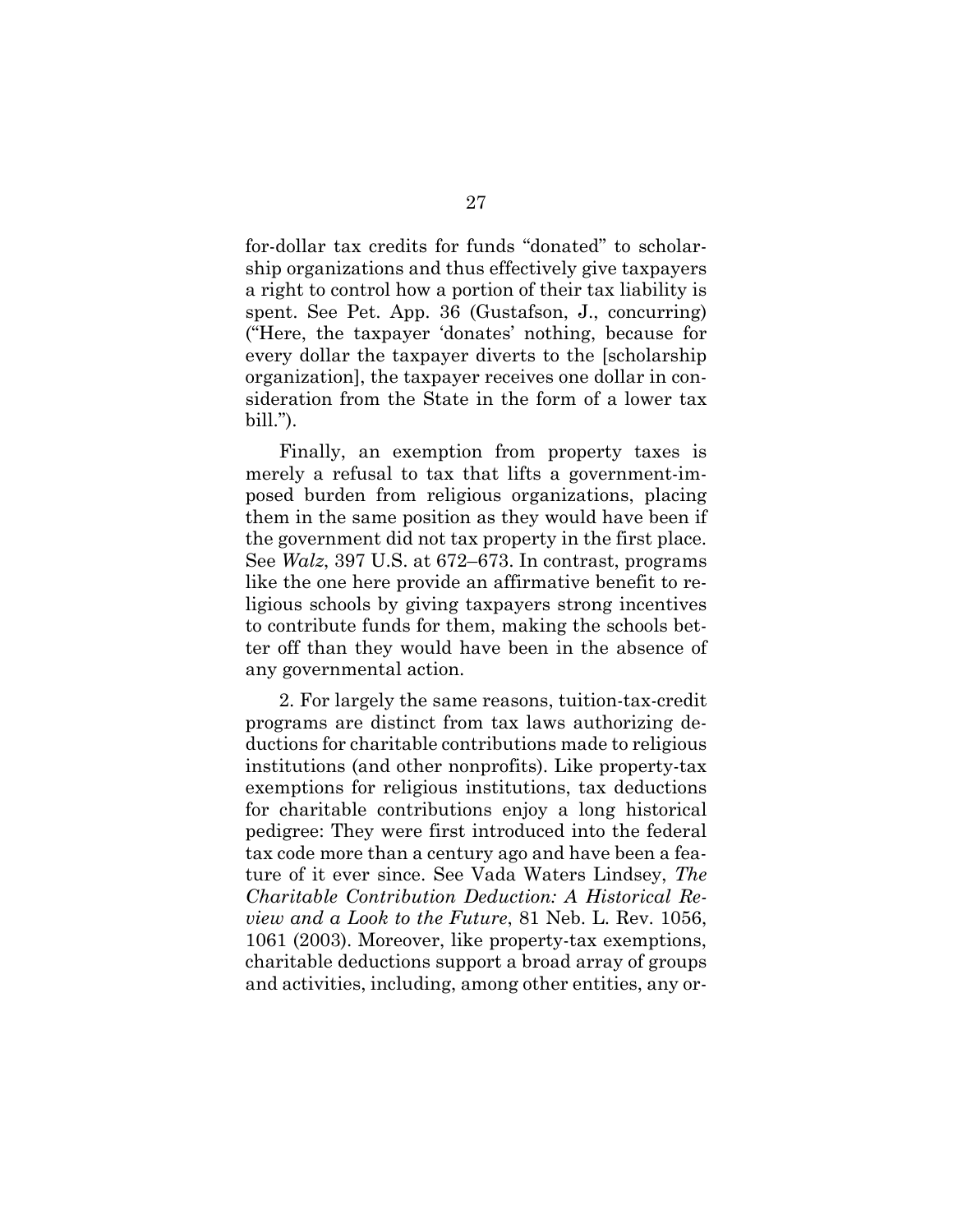for-dollar tax credits for funds "donated" to scholarship organizations and thus effectively give taxpayers a right to control how a portion of their tax liability is spent. See Pet. App. 36 (Gustafson, J., concurring) ("Here, the taxpayer 'donates' nothing, because for every dollar the taxpayer diverts to the [scholarship organization], the taxpayer receives one dollar in consideration from the State in the form of a lower tax bill.").

Finally, an exemption from property taxes is merely a refusal to tax that lifts a government-imposed burden from religious organizations, placing them in the same position as they would have been if the government did not tax property in the first place. See *Walz*, 397 U.S. at 672–673. In contrast, programs like the one here provide an affirmative benefit to religious schools by giving taxpayers strong incentives to contribute funds for them, making the schools better off than they would have been in the absence of any governmental action.

2. For largely the same reasons, tuition-tax-credit programs are distinct from tax laws authorizing deductions for charitable contributions made to religious institutions (and other nonprofits). Like property-tax exemptions for religious institutions, tax deductions for charitable contributions enjoy a long historical pedigree: They were first introduced into the federal tax code more than a century ago and have been a feature of it ever since. See Vada Waters Lindsey, *The Charitable Contribution Deduction: A Historical Review and a Look to the Future*, 81 Neb. L. Rev. 1056, 1061 (2003). Moreover, like property-tax exemptions, charitable deductions support a broad array of groups and activities, including, among other entities, any or-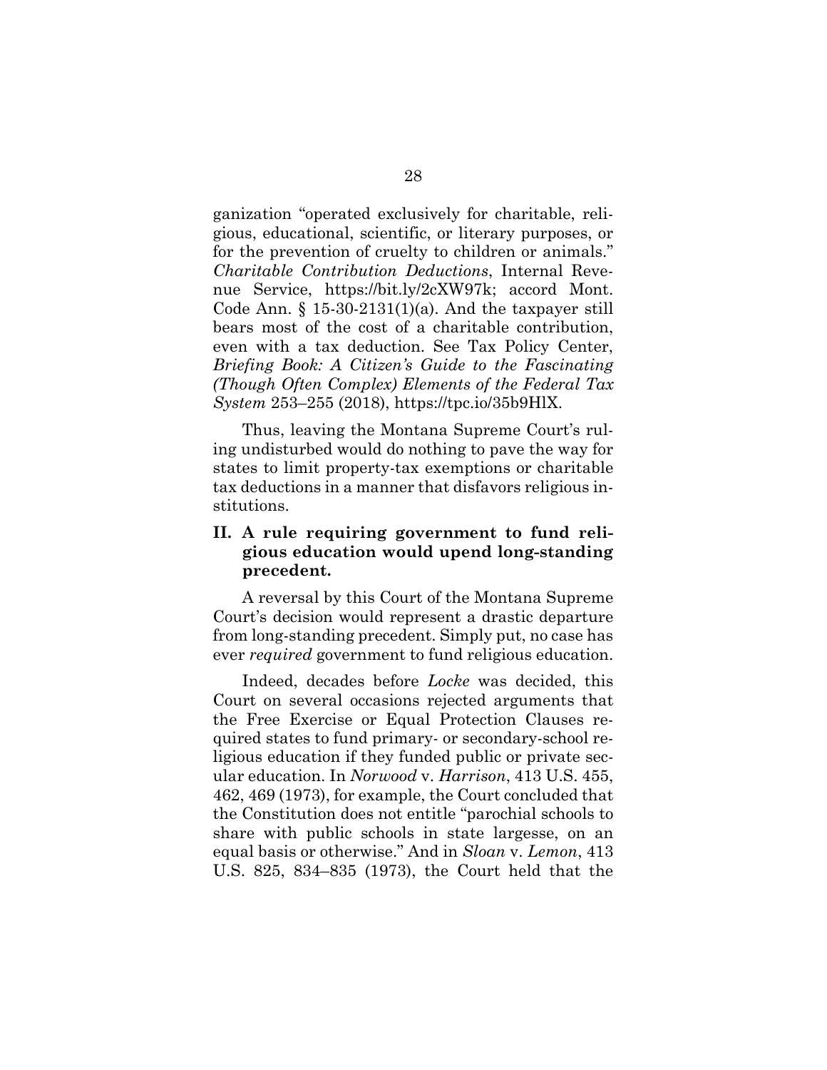ganization "operated exclusively for charitable, religious, educational, scientific, or literary purposes, or for the prevention of cruelty to children or animals." *Charitable Contribution Deductions*, Internal Revenue Service, https://bit.ly/2cXW97k; accord Mont. Code Ann. § 15-30-2131(1)(a). And the taxpayer still bears most of the cost of a charitable contribution, even with a tax deduction. See Tax Policy Center, *Briefing Book: A Citizen's Guide to the Fascinating (Though Often Complex) Elements of the Federal Tax System* 253–255 (2018), https://tpc.io/35b9HlX.

Thus, leaving the Montana Supreme Court's ruling undisturbed would do nothing to pave the way for states to limit property-tax exemptions or charitable tax deductions in a manner that disfavors religious institutions.

## II. A rule requiring government to fund religious education would upend long-standing precedent.

A reversal by this Court of the Montana Supreme Court's decision would represent a drastic departure from long-standing precedent. Simply put, no case has ever *required* government to fund religious education.

Indeed, decades before *Locke* was decided, this Court on several occasions rejected arguments that the Free Exercise or Equal Protection Clauses required states to fund primary- or secondary-school religious education if they funded public or private secular education. In *Norwood* v. *Harrison*, 413 U.S. 455, 462, 469 (1973), for example, the Court concluded that the Constitution does not entitle "parochial schools to share with public schools in state largesse, on an equal basis or otherwise." And in *Sloan* v. *Lemon*, 413 U.S. 825, 834–835 (1973), the Court held that the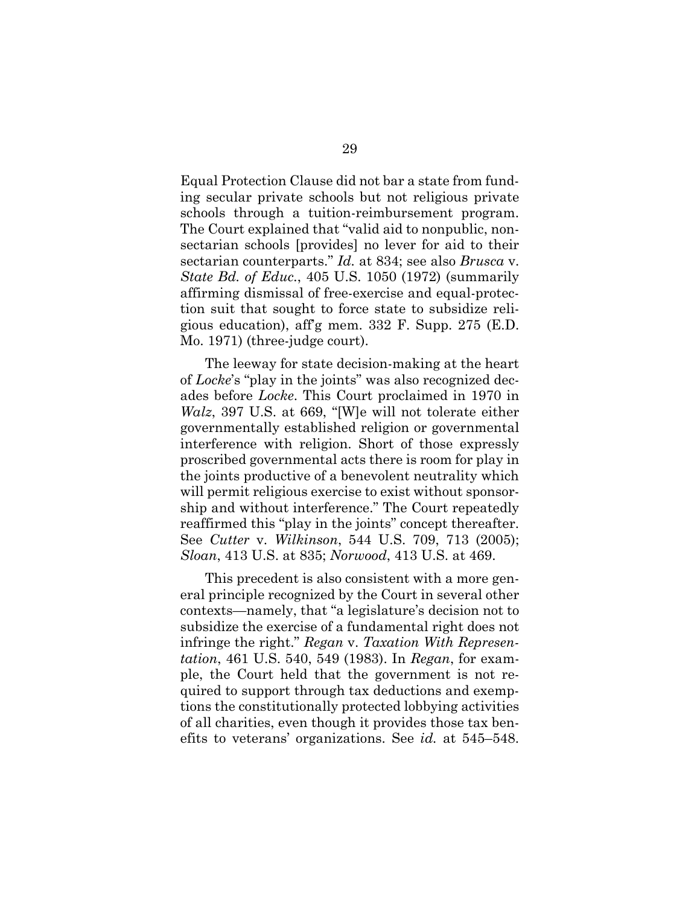Equal Protection Clause did not bar a state from funding secular private schools but not religious private schools through a tuition-reimbursement program. The Court explained that "valid aid to nonpublic, nonsectarian schools [provides] no lever for aid to their sectarian counterparts." *Id.* at 834; see also *Brusca* v. *State Bd. of Educ.*, 405 U.S. 1050 (1972) (summarily affirming dismissal of free-exercise and equal-protection suit that sought to force state to subsidize religious education), aff'g mem. 332 F. Supp. 275 (E.D. Mo. 1971) (three-judge court).

The leeway for state decision-making at the heart of *Locke*'s "play in the joints" was also recognized decades before *Locke*. This Court proclaimed in 1970 in *Walz*, 397 U.S. at 669, "[W]e will not tolerate either governmentally established religion or governmental interference with religion. Short of those expressly proscribed governmental acts there is room for play in the joints productive of a benevolent neutrality which will permit religious exercise to exist without sponsorship and without interference." The Court repeatedly reaffirmed this "play in the joints" concept thereafter. See *Cutter* v. *Wilkinson*, 544 U.S. 709, 713 (2005); *Sloan*, 413 U.S. at 835; *Norwood*, 413 U.S. at 469.

This precedent is also consistent with a more general principle recognized by the Court in several other contexts—namely, that "a legislature's decision not to subsidize the exercise of a fundamental right does not infringe the right." *Regan* v. *Taxation With Representation*, 461 U.S. 540, 549 (1983). In *Regan*, for example, the Court held that the government is not required to support through tax deductions and exemptions the constitutionally protected lobbying activities of all charities, even though it provides those tax benefits to veterans' organizations. See *id.* at 545–548.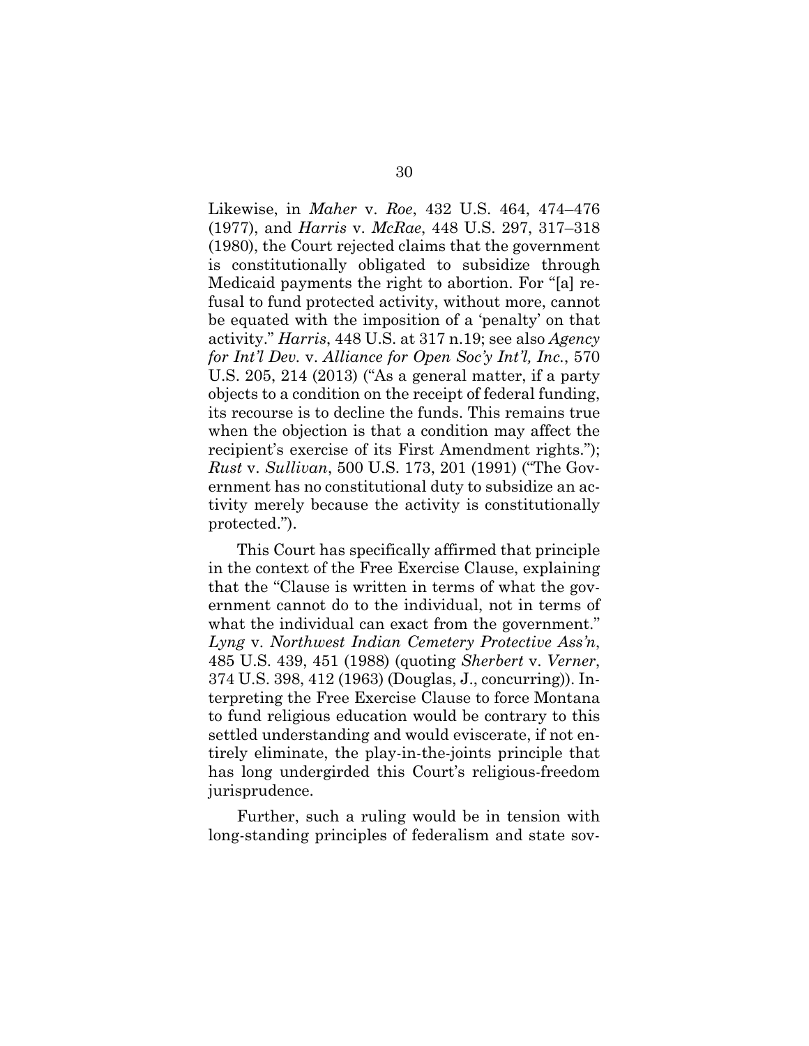Likewise, in *Maher* v. *Roe*, 432 U.S. 464, 474–476 (1977), and *Harris* v. *McRae*, 448 U.S. 297, 317–318 (1980), the Court rejected claims that the government is constitutionally obligated to subsidize through Medicaid payments the right to abortion. For "[a] refusal to fund protected activity, without more, cannot be equated with the imposition of a 'penalty' on that activity." *Harris*, 448 U.S. at 317 n.19; see also *Agency for Int'l Dev.* v. *Alliance for Open Soc'y Int'l, Inc.*, 570 U.S. 205, 214 (2013) ("As a general matter, if a party objects to a condition on the receipt of federal funding, its recourse is to decline the funds. This remains true when the objection is that a condition may affect the recipient's exercise of its First Amendment rights."); *Rust* v. *Sullivan*, 500 U.S. 173, 201 (1991) ("The Government has no constitutional duty to subsidize an activity merely because the activity is constitutionally protected.").

This Court has specifically affirmed that principle in the context of the Free Exercise Clause, explaining that the "Clause is written in terms of what the government cannot do to the individual, not in terms of what the individual can exact from the government." *Lyng* v. *Northwest Indian Cemetery Protective Ass'n*, 485 U.S. 439, 451 (1988) (quoting *Sherbert* v. *Verner*, 374 U.S. 398, 412 (1963) (Douglas, J., concurring)). Interpreting the Free Exercise Clause to force Montana to fund religious education would be contrary to this settled understanding and would eviscerate, if not entirely eliminate, the play-in-the-joints principle that has long undergirded this Court's religious-freedom jurisprudence.

Further, such a ruling would be in tension with long-standing principles of federalism and state sov-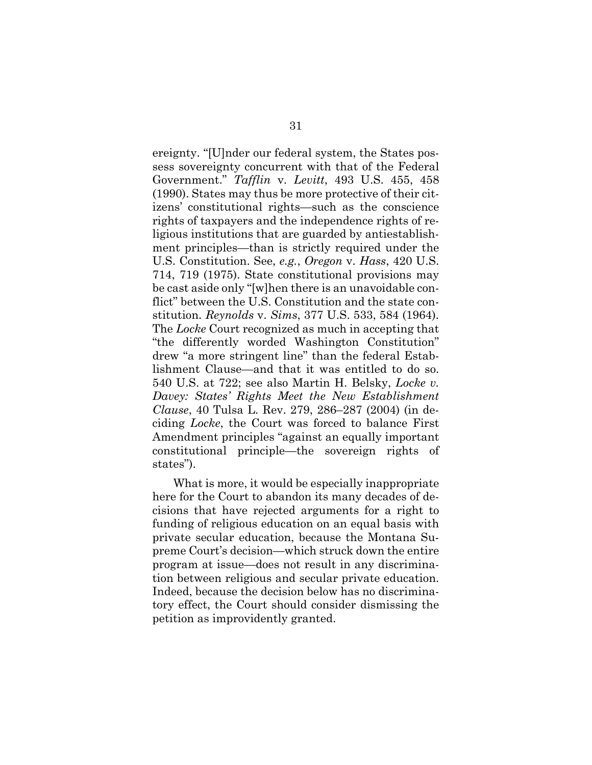ereignty. "[U]nder our federal system, the States possess sovereignty concurrent with that of the Federal Government." *Tafflin* v. *Levitt*, 493 U.S. 455, 458 (1990). States may thus be more protective of their citizens' constitutional rights—such as the conscience rights of taxpayers and the independence rights of religious institutions that are guarded by antiestablishment principles—than is strictly required under the U.S. Constitution. See, *e.g.*, *Oregon* v. *Hass*, 420 U.S. 714, 719 (1975). State constitutional provisions may be cast aside only "[w]hen there is an unavoidable conflict" between the U.S. Constitution and the state constitution. *Reynolds* v. *Sims*, 377 U.S. 533, 584 (1964). The *Locke* Court recognized as much in accepting that "the differently worded Washington Constitution" drew "a more stringent line" than the federal Establishment Clause—and that it was entitled to do so. 540 U.S. at 722; see also Martin H. Belsky, *Locke v. Davey: States' Rights Meet the New Establishment Clause*, 40 Tulsa L. Rev. 279, 286–287 (2004) (in deciding *Locke*, the Court was forced to balance First Amendment principles "against an equally important constitutional principle—the sovereign rights of states").

What is more, it would be especially inappropriate here for the Court to abandon its many decades of decisions that have rejected arguments for a right to funding of religious education on an equal basis with private secular education, because the Montana Supreme Court's decision—which struck down the entire program at issue—does not result in any discrimination between religious and secular private education. Indeed, because the decision below has no discriminatory effect, the Court should consider dismissing the petition as improvidently granted.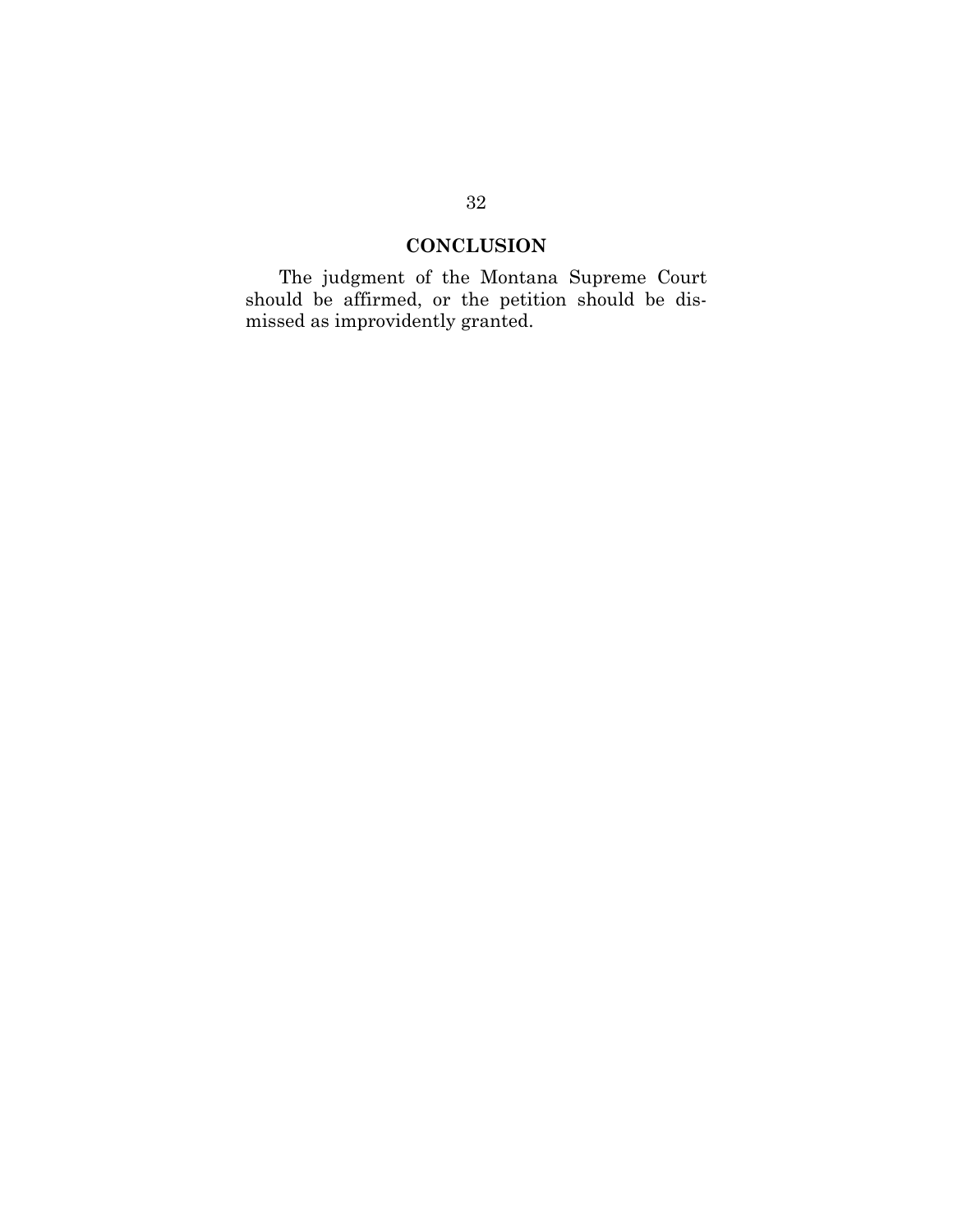## CONCLUSION

The judgment of the Montana Supreme Court should be affirmed, or the petition should be dismissed as improvidently granted.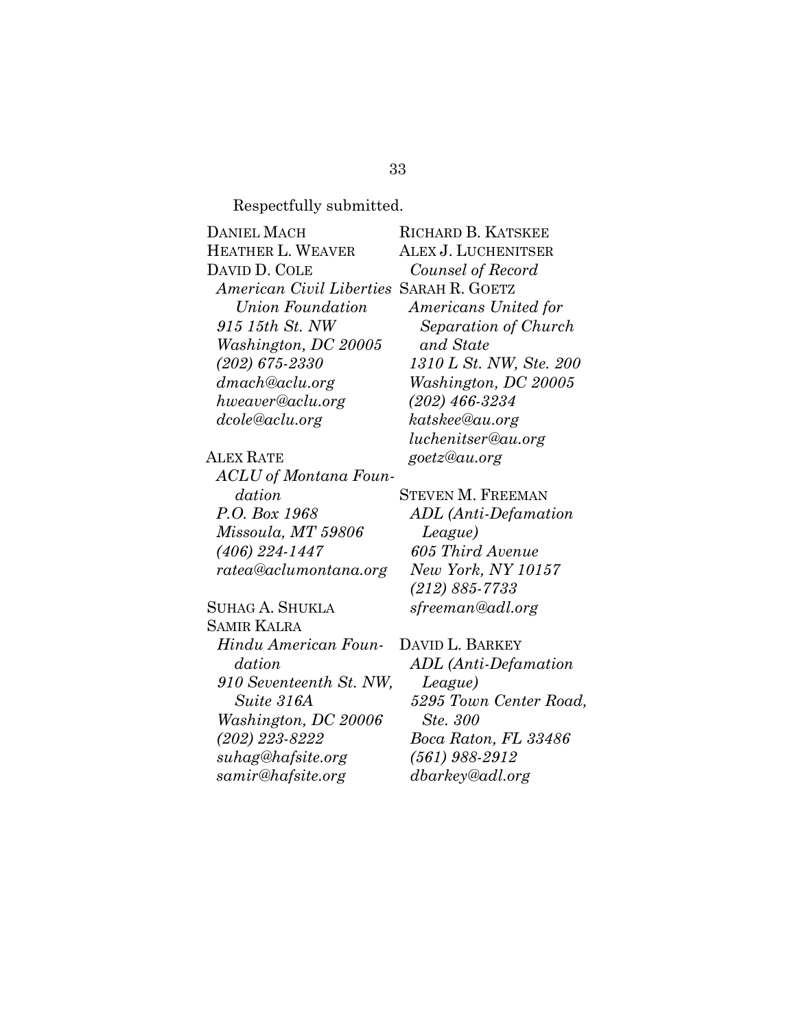Respectfully submitted.

DANIEL MACH
HEATHER L. WEAVER
DAVID D. COLE
*American Civil Liberties Union Foundation*
*915 15th St. NW*
*Washington, DC 20005*
*(202) 675-2330*
*dmach@aclu.org*
*hweaver@aclu.org*
*dcole@aclu.org*

ALEX RATE
*ACLU of Montana Foundation*
*P.O. Box 1968*
*Missoula, MT 59806*
*(406) 224-1447*
*ratea@aclumontana.org*

SUHAG A. SHUKLA
SAMIR KALRA
*Hindu American Foundation*
*910 Seventeenth St. NW, Suite 316A*
*Washington, DC 20006*
*(202) 223-8222*
*suhag@hafsite.org*
*samir@hafsite.org*

RICHARD B. KATSKEE
ALEX J. LUCHENITSER
*Counsel of Record*
SARAH R. GOETZ
*Americans United for Separation of Church and State*
*1310 L St. NW, Ste. 200*
*Washington, DC 20005*
*(202) 466-3234*
*katskee@au.org*
*luchenitser@au.org*
*goetz@au.org*

STEVEN M. FREEMAN
*ADL (Anti-Defamation League)*
*605 Third Avenue*
*New York, NY 10157*
*(212) 885-7733*
*sfreeman@adl.org*

DAVID L. BARKEY
*ADL (Anti-Defamation League)*
*5295 Town Center Road, Ste. 300*
*Boca Raton, FL 33486*
*(561) 988-2912*
*dbarkey@adl.org*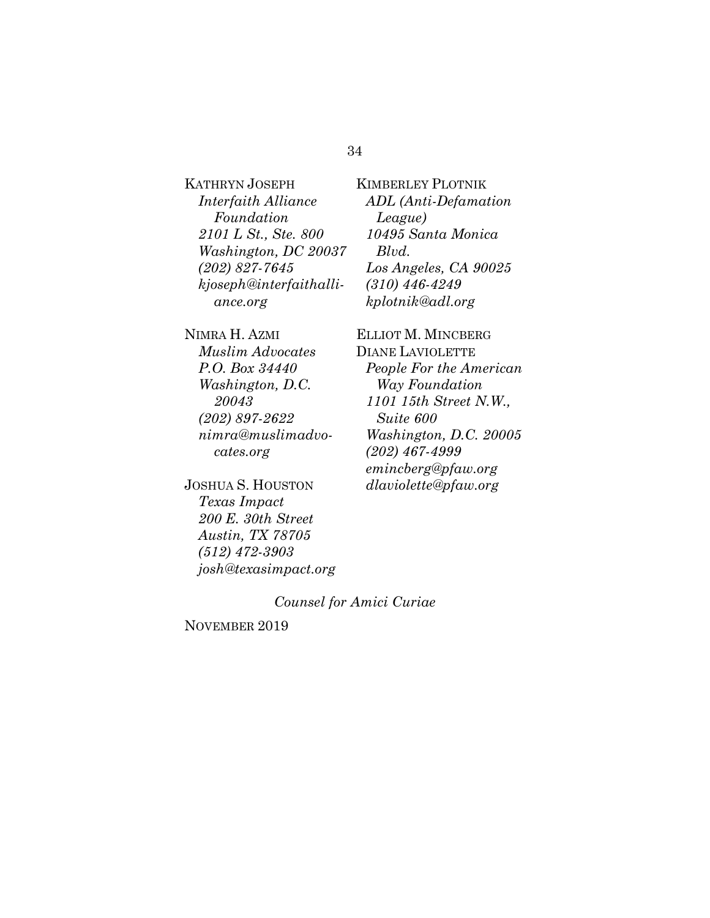KATHRYN JOSEPH
*Interfaith Alliance Foundation*
*2101 L St., Ste. 800*
*Washington, DC 20037*
*(202) 827-7645*
*kjoseph@interfaithalliance.org*

NIMRA H. AZMI
*Muslim Advocates*
*P.O. Box 34440*
*Washington, D.C. 20043*
*(202) 897-2622*
*nimra@muslimadvocates.org*

JOSHUA S. HOUSTON
*Texas Impact*
*200 E. 30th Street*
*Austin, TX 78705*
*(512) 472-3903*
*josh@texasimpact.org*

KIMBERLEY PLOTNIK
*ADL (Anti-Defamation League)*
*10495 Santa Monica Blvd.*
*Los Angeles, CA 90025*
*(310) 446-4249*
*kplotnik@adl.org*

ELLIOT M. MINCBERG
DIANE LAVIOLETTE
*People For the American Way Foundation*
*1101 15th Street N.W., Suite 600*
*Washington, D.C. 20005*
*(202) 467-4999*
*emincberg@pfaw.org*
*dlaviolette@pfaw.org*

*Counsel for Amici Curiae*

NOVEMBER 2019